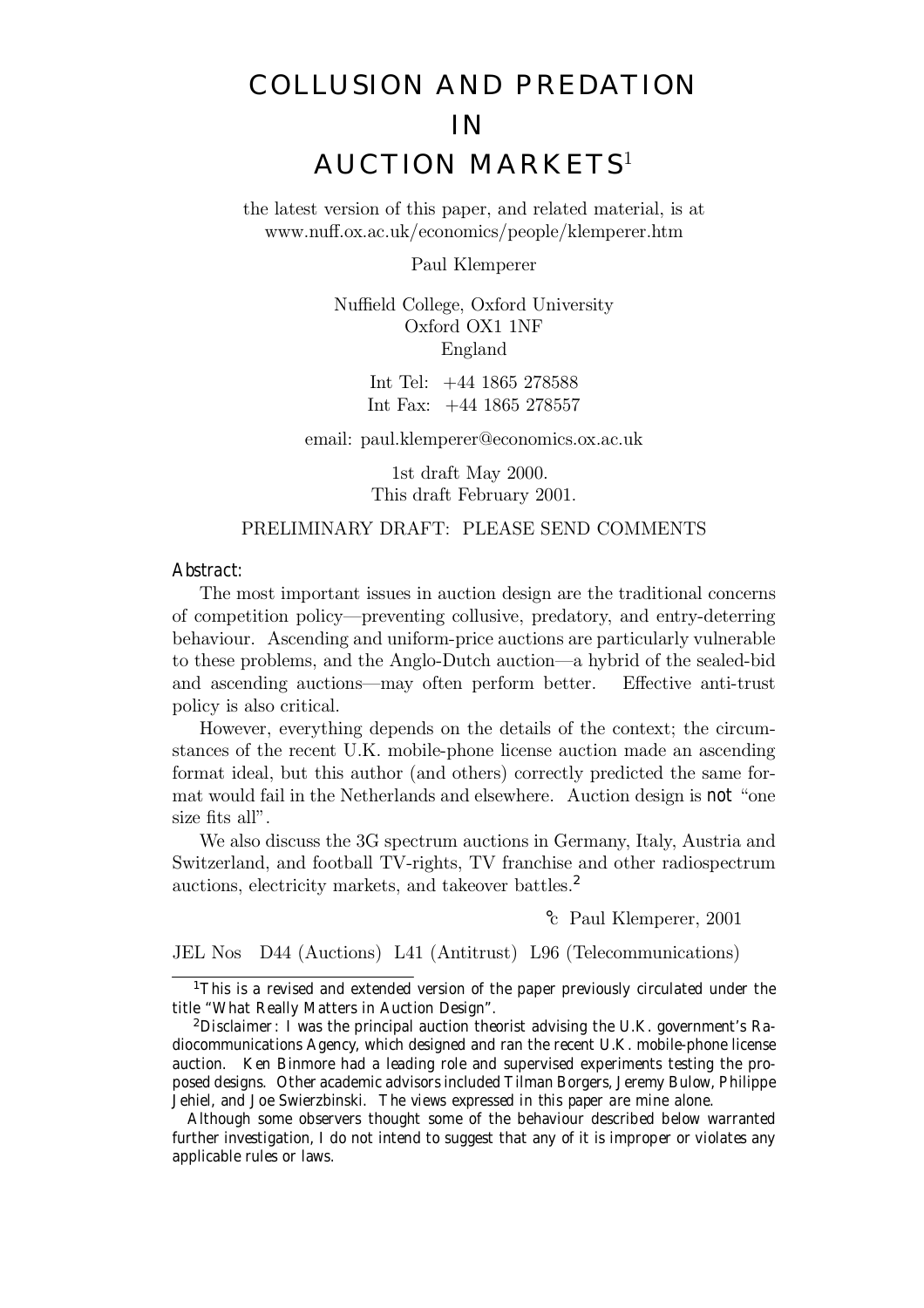# COLLUSION AND PREDATION IN AUCTION MARKETS[1]

the latest version of this paper, and related material, is at www.nuff.ox.ac.uk/economics/people/klemperer.htm

Paul Klemperer

Nuffield College, Oxford University
Oxford OX1 1NF
England

Int Tel: +44 1865 278588
Int Fax: +44 1865 278557

email: paul.klemperer@economics.ox.ac.uk

1st draft May 2000.
This draft February 2001.

PRELIMINARY DRAFT: PLEASE SEND COMMENTS

**Abstract:**

The most important issues in auction design are the traditional concerns of competition policy—preventing collusive, predatory, and entry-deterring behaviour. Ascending and uniform-price auctions are particularly vulnerable to these problems, and the Anglo-Dutch auction—a hybrid of the sealed-bid and ascending auctions—may often perform better. Effective anti-trust policy is also critical.

However, everything depends on the details of the context; the circumstances of the recent U.K. mobile-phone license auction made an ascending format ideal, but this author (and others) correctly predicted the same format would fail in the Netherlands and elsewhere. Auction design is *not* "one size fits all".

We also discuss the 3G spectrum auctions in Germany, Italy, Austria and Switzerland, and football TV-rights, TV franchise and other radiospectrum auctions, electricity markets, and takeover battles.[2]

© Paul Klemperer, 2001

JEL Nos D44 (Auctions) L41 (Antitrust) L96 (Telecommunications)

---

[1] This is a revised and extended version of the paper previously circulated under the title "What Really Matters in Auction Design".

[2] Disclaimer: I was the principal auction theorist advising the U.K. government's Radiocommunications Agency, which designed and ran the recent U.K. mobile-phone license auction. Ken Binmore had a leading role and supervised experiments testing the proposed designs. Other academic advisors included Tilman Borgers, Jeremy Bulow, Philippe Jehiel, and Joe Swierzbinski. The views expressed in this paper are mine alone.

Although some observers thought some of the behaviour described below warranted further investigation, I do not intend to suggest that any of it is improper or violates any applicable rules or laws.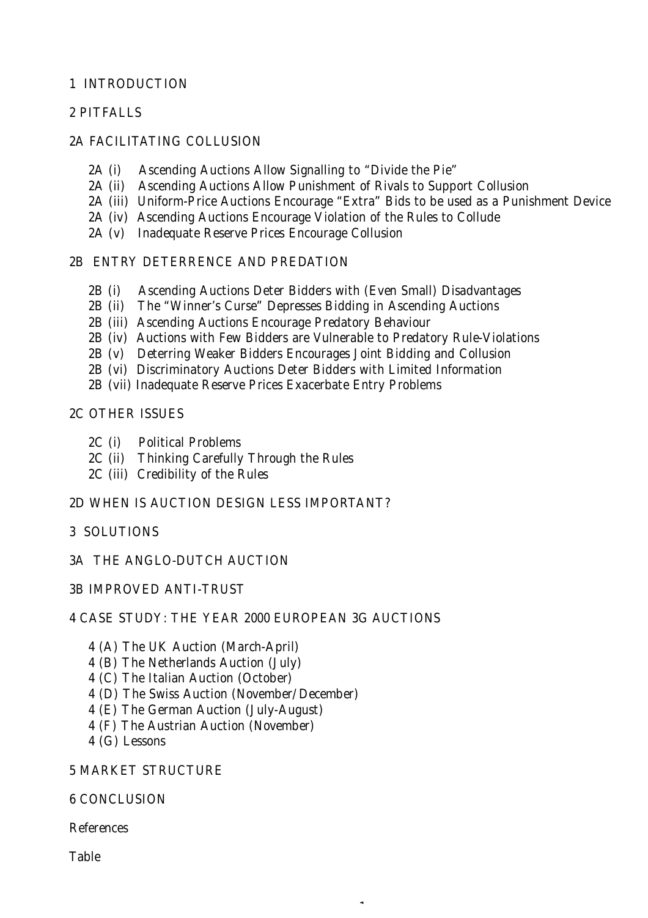1 INTRODUCTION

2 PITFALLS

2A FACILITATING COLLUSION

- 2A (i) Ascending Auctions Allow Signalling to "Divide the Pie"
- 2A (ii) Ascending Auctions Allow Punishment of Rivals to Support Collusion
- 2A (iii) Uniform-Price Auctions Encourage "Extra" Bids to be used as a Punishment Device
- 2A (iv) Ascending Auctions Encourage Violation of the Rules to Collude
- 2A (v) Inadequate Reserve Prices Encourage Collusion

2B ENTRY DETERRENCE AND PREDATION

- 2B (i) Ascending Auctions Deter Bidders with (Even Small) Disadvantages
- 2B (ii) The "Winner's Curse" Depresses Bidding in Ascending Auctions
- 2B (iii) Ascending Auctions Encourage Predatory Behaviour
- 2B (iv) Auctions with Few Bidders are Vulnerable to Predatory Rule-Violations
- 2B (v) Deterring Weaker Bidders Encourages Joint Bidding and Collusion
- 2B (vi) Discriminatory Auctions Deter Bidders with Limited Information
- 2B (vii) Inadequate Reserve Prices Exacerbate Entry Problems

2C OTHER ISSUES

- 2C (i) Political Problems
- 2C (ii) Thinking Carefully Through the Rules
- 2C (iii) Credibility of the Rules

2D WHEN IS AUCTION DESIGN LESS IMPORTANT?

3 SOLUTIONS

3A THE ANGLO-DUTCH AUCTION

3B IMPROVED ANTI-TRUST

4 CASE STUDY: THE YEAR 2000 EUROPEAN 3G AUCTIONS

- 4 (A) The UK Auction (March-April)
- 4 (B) The Netherlands Auction (July)
- 4 (C) The Italian Auction (October)
- 4 (D) The Swiss Auction (November/December)
- 4 (E) The German Auction (July-August)
- 4 (F) The Austrian Auction (November)
- 4 (G) Lessons

5 MARKET STRUCTURE

6 CONCLUSION

References

Table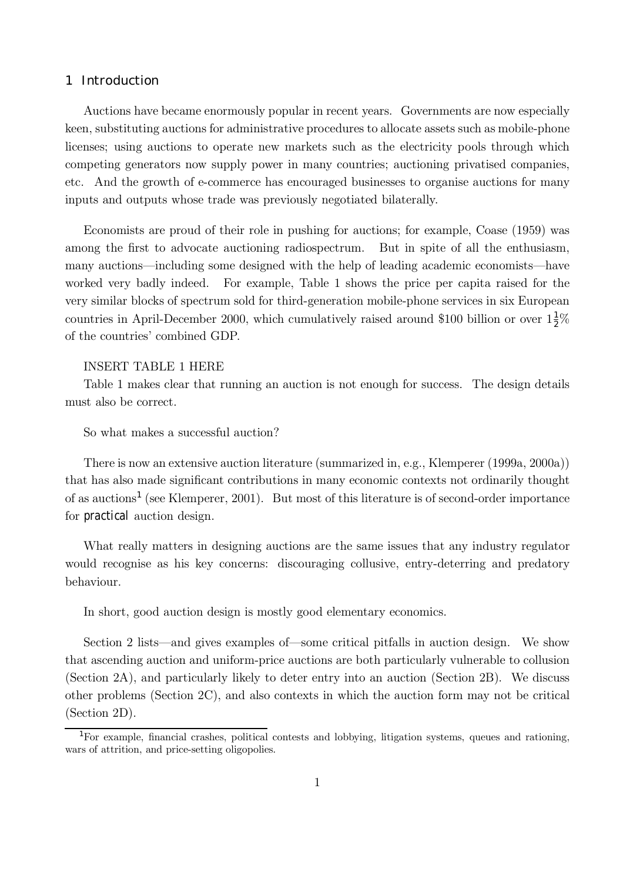# 1 Introduction

Auctions have became enormously popular in recent years. Governments are now especially keen, substituting auctions for administrative procedures to allocate assets such as mobile-phone licenses; using auctions to operate new markets such as the electricity pools through which competing generators now supply power in many countries; auctioning privatised companies, etc. And the growth of e-commerce has encouraged businesses to organise auctions for many inputs and outputs whose trade was previously negotiated bilaterally.

Economists are proud of their role in pushing for auctions; for example, Coase (1959) was among the first to advocate auctioning radiospectrum. But in spite of all the enthusiasm, many auctions—including some designed with the help of leading academic economists—have worked very badly indeed. For example, Table 1 shows the price per capita raised for the very similar blocks of spectrum sold for third-generation mobile-phone services in six European countries in April-December 2000, which cumulatively raised around \$100 billion or over $1\frac{1}{2}\%$ of the countries' combined GDP.

INSERT TABLE 1 HERE

Table 1 makes clear that running an auction is not enough for success. The design details must also be correct.

So what makes a successful auction?

There is now an extensive auction literature (summarized in, e.g., Klemperer (1999a, 2000a)) that has also made significant contributions in many economic contexts not ordinarily thought of as auctions[1] (see Klemperer, 2001). But most of this literature is of second-order importance for *practical* auction design.

What really matters in designing auctions are the same issues that any industry regulator would recognise as his key concerns: discouraging collusive, entry-deterring and predatory behaviour.

In short, good auction design is mostly good elementary economics.

Section 2 lists—and gives examples of—some critical pitfalls in auction design. We show that ascending auction and uniform-price auctions are both particularly vulnerable to collusion (Section 2A), and particularly likely to deter entry into an auction (Section 2B). We discuss other problems (Section 2C), and also contexts in which the auction form may not be critical (Section 2D).

[1]For example, financial crashes, political contests and lobbying, litigation systems, queues and rationing, wars of attrition, and price-setting oligopolies.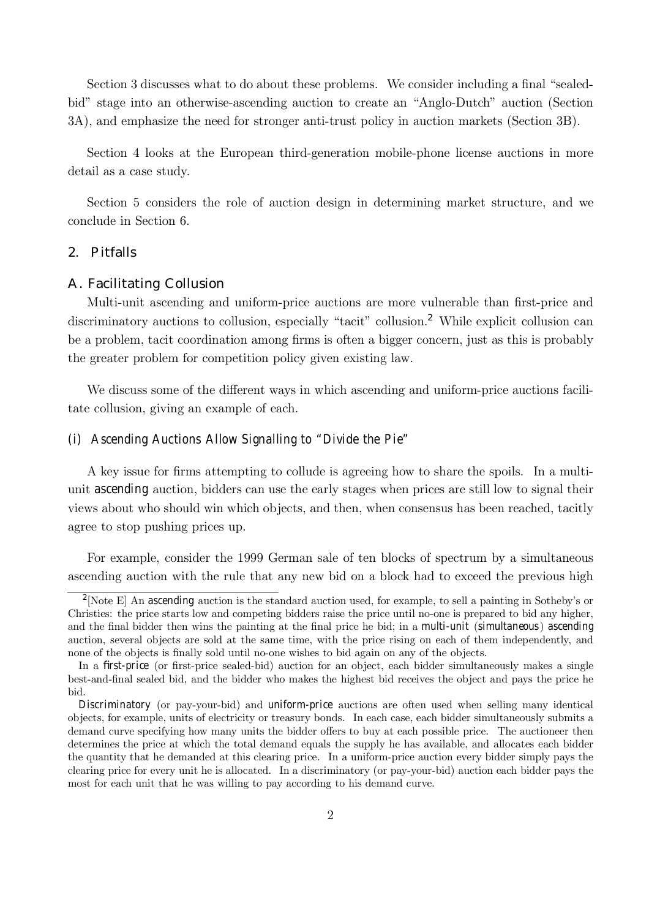Section 3 discusses what to do about these problems. We consider including a final "sealed-bid" stage into an otherwise-ascending auction to create an "Anglo-Dutch" auction (Section 3A), and emphasize the need for stronger anti-trust policy in auction markets (Section 3B).

Section 4 looks at the European third-generation mobile-phone license auctions in more detail as a case study.

Section 5 considers the role of auction design in determining market structure, and we conclude in Section 6.

## 2. Pitfalls

### A. Facilitating Collusion

Multi-unit ascending and uniform-price auctions are more vulnerable than first-price and discriminatory auctions to collusion, especially "tacit" collusion.[2] While explicit collusion can be a problem, tacit coordination among firms is often a bigger concern, just as this is probably the greater problem for competition policy given existing law.

We discuss some of the different ways in which ascending and uniform-price auctions facilitate collusion, giving an example of each.

#### *(i) Ascending Auctions Allow Signalling to "Divide the Pie"*

A key issue for firms attempting to collude is agreeing how to share the spoils. In a multi-unit *ascending* auction, bidders can use the early stages when prices are still low to signal their views about who should win which objects, and then, when consensus has been reached, tacitly agree to stop pushing prices up.

For example, consider the 1999 German sale of ten blocks of spectrum by a simultaneous ascending auction with the rule that any new bid on a block had to exceed the previous high

---

[2] [Note E] An *ascending* auction is the standard auction used, for example, to sell a painting in Sotheby's or Christies: the price starts low and competing bidders raise the price until no-one is prepared to bid any higher, and the final bidder then wins the painting at the final price he bid; in a *multi-unit* (*simultaneous*) *ascending* auction, several objects are sold at the same time, with the price rising on each of them independently, and none of the objects is finally sold until no-one wishes to bid again on any of the objects.

In a *first-price* (or first-price sealed-bid) auction for an object, each bidder simultaneously makes a single best-and-final sealed bid, and the bidder who makes the highest bid receives the object and pays the price he bid.

*Discriminatory* (or pay-your-bid) and *uniform-price* auctions are often used when selling many identical objects, for example, units of electricity or treasury bonds. In each case, each bidder simultaneously submits a demand curve specifying how many units the bidder offers to buy at each possible price. The auctioneer then determines the price at which the total demand equals the supply he has available, and allocates each bidder the quantity that he demanded at this clearing price. In a uniform-price auction every bidder simply pays the clearing price for every unit he is allocated. In a discriminatory (or pay-your-bid) auction each bidder pays the most for each unit that he was willing to pay according to his demand curve.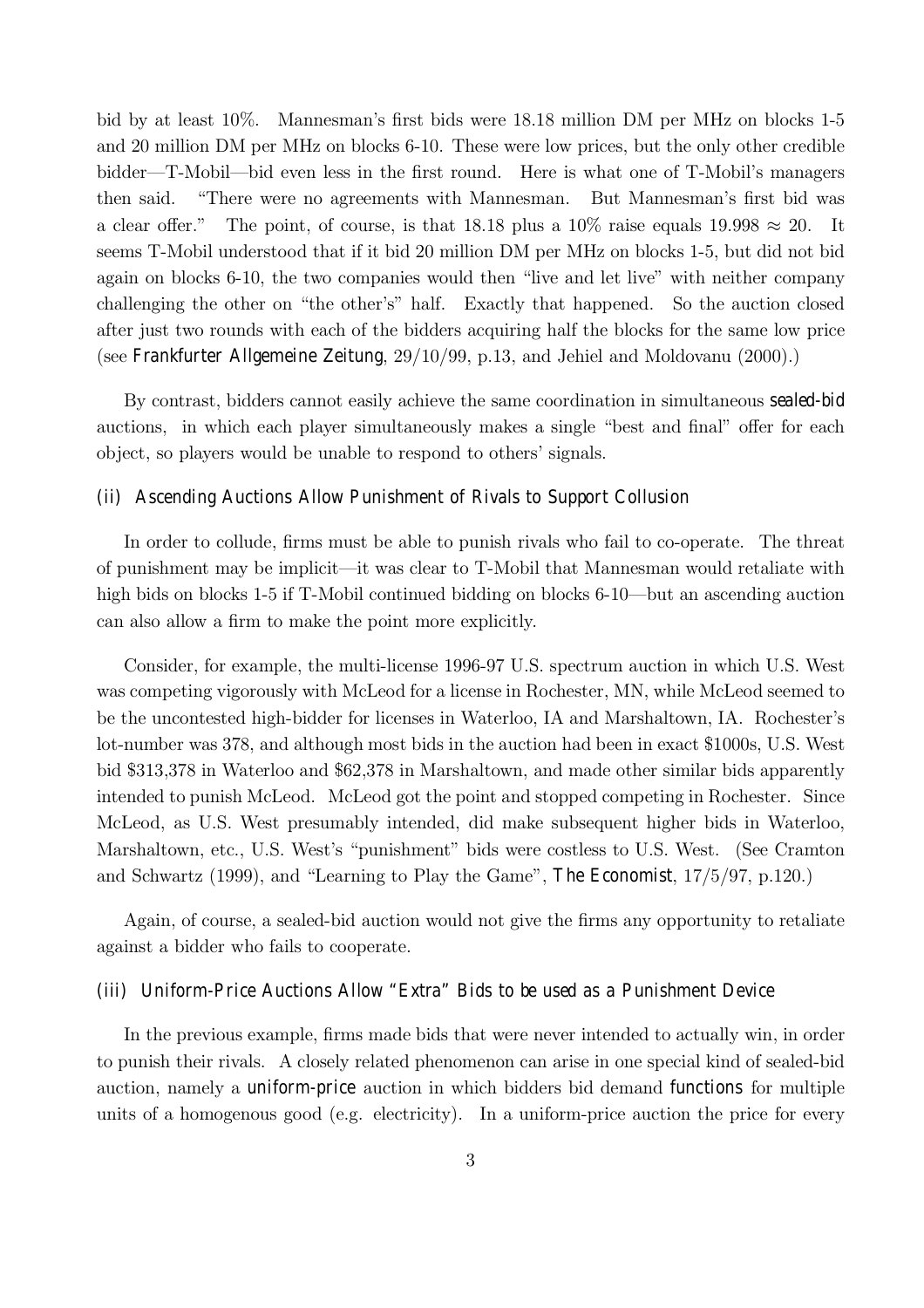bid by at least 10%. Mannesman's first bids were 18.18 million DM per MHz on blocks 1-5 and 20 million DM per MHz on blocks 6-10. These were low prices, but the only other credible bidder—T-Mobil—bid even less in the first round. Here is what one of T-Mobil's managers then said. "There were no agreements with Mannesman. But Mannesman's first bid was a clear offer." The point, of course, is that 18.18 plus a 10% raise equals $19.998 \approx 20$. It seems T-Mobil understood that if it bid 20 million DM per MHz on blocks 1-5, but did not bid again on blocks 6-10, the two companies would then "live and let live" with neither company challenging the other on "the other's" half. Exactly that happened. So the auction closed after just two rounds with each of the bidders acquiring half the blocks for the same low price (see *Frankfurter Allgemeine Zeitung*, 29/10/99, p.13, and Jehiel and Moldovanu (2000).)

By contrast, bidders cannot easily achieve the same coordination in simultaneous *sealed-bid* auctions, in which each player simultaneously makes a single "best and final" offer for each object, so players would be unable to respond to others' signals.

### *(ii) Ascending Auctions Allow Punishment of Rivals to Support Collusion*

In order to collude, firms must be able to punish rivals who fail to co-operate. The threat of punishment may be implicit—it was clear to T-Mobil that Mannesman would retaliate with high bids on blocks 1-5 if T-Mobil continued bidding on blocks 6-10—but an ascending auction can also allow a firm to make the point more explicitly.

Consider, for example, the multi-license 1996-97 U.S. spectrum auction in which U.S. West was competing vigorously with McLeod for a license in Rochester, MN, while McLeod seemed to be the uncontested high-bidder for licenses in Waterloo, IA and Marshaltown, IA. Rochester's lot-number was 378, and although most bids in the auction had been in exact $1000s, U.S. West bid $313,378 in Waterloo and $62,378 in Marshaltown, and made other similar bids apparently intended to punish McLeod. McLeod got the point and stopped competing in Rochester. Since McLeod, as U.S. West presumably intended, did make subsequent higher bids in Waterloo, Marshaltown, etc., U.S. West's "punishment" bids were costless to U.S. West. (See Cramton and Schwartz (1999), and "Learning to Play the Game", *The Economist*, 17/5/97, p.120.)

Again, of course, a sealed-bid auction would not give the firms any opportunity to retaliate against a bidder who fails to cooperate.

### *(iii) Uniform-Price Auctions Allow "Extra" Bids to be used as a Punishment Device*

In the previous example, firms made bids that were never intended to actually win, in order to punish their rivals. A closely related phenomenon can arise in one special kind of sealed-bid auction, namely a *uniform-price* auction in which bidders bid demand *functions* for multiple units of a homogenous good (e.g. electricity). In a uniform-price auction the price for every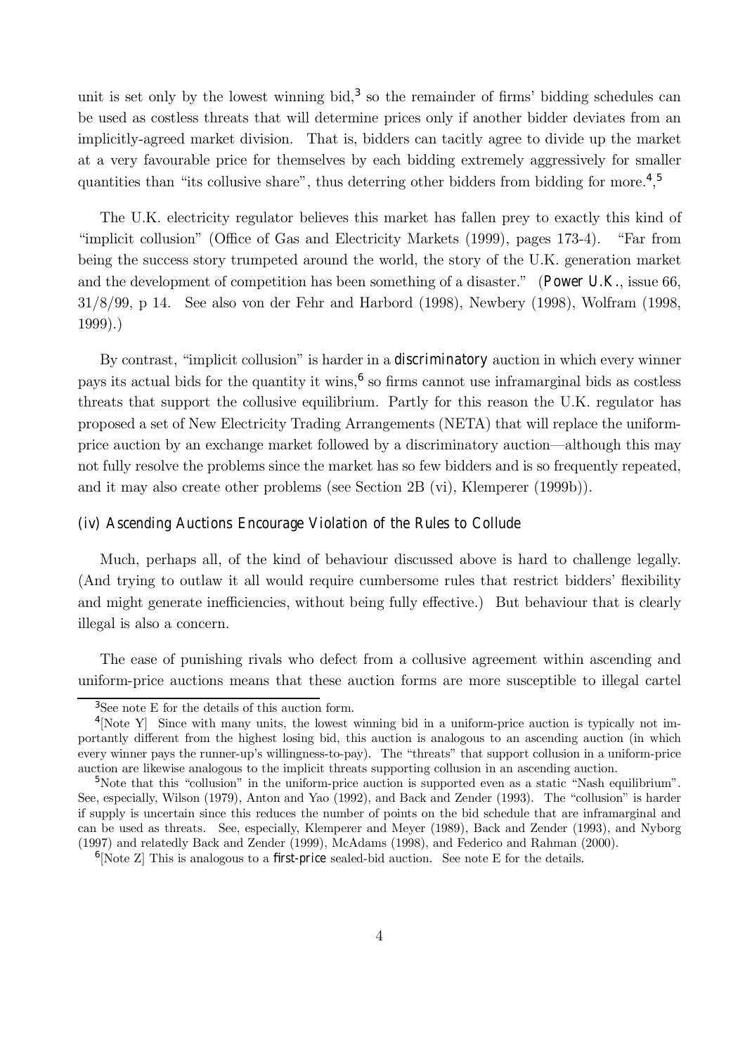unit is set only by the lowest winning bid,[3] so the remainder of firms' bidding schedules can be used as costless threats that will determine prices only if another bidder deviates from an implicitly-agreed market division. That is, bidders can tacitly agree to divide up the market at a very favourable price for themselves by each bidding extremely aggressively for smaller quantities than "its collusive share", thus deterring other bidders from bidding for more.[4],[5]

The U.K. electricity regulator believes this market has fallen prey to exactly this kind of "implicit collusion" (Office of Gas and Electricity Markets (1999), pages 173-4). "Far from being the success story trumpeted around the world, the story of the U.K. generation market and the development of competition has been something of a disaster." (*Power U.K.*, issue 66, 31/8/99, p 14. See also von der Fehr and Harbord (1998), Newbery (1998), Wolfram (1998, 1999).)

By contrast, "implicit collusion" is harder in a *discriminatory* auction in which every winner pays its actual bids for the quantity it wins,[6] so firms cannot use inframarginal bids as costless threats that support the collusive equilibrium. Partly for this reason the U.K. regulator has proposed a set of New Electricity Trading Arrangements (NETA) that will replace the uniform-price auction by an exchange market followed by a discriminatory auction—although this may not fully resolve the problems since the market has so few bidders and is so frequently repeated, and it may also create other problems (see Section 2B (vi), Klemperer (1999b)).

### *(iv) Ascending Auctions Encourage Violation of the Rules to Collude*

Much, perhaps all, of the kind of behaviour discussed above is hard to challenge legally. (And trying to outlaw it all would require cumbersome rules that restrict bidders' flexibility and might generate inefficiencies, without being fully effective.) But behaviour that is clearly illegal is also a concern.

The ease of punishing rivals who defect from a collusive agreement within ascending and uniform-price auctions means that these auction forms are more susceptible to illegal cartel

---

[3] See note E for the details of this auction form.

[4] [Note Y] Since with many units, the lowest winning bid in a uniform-price auction is typically not importantly different from the highest losing bid, this auction is analogous to an ascending auction (in which every winner pays the runner-up's willingness-to-pay). The "threats" that support collusion in a uniform-price auction are likewise analogous to the implicit threats supporting collusion in an ascending auction.

[5] Note that this "collusion" in the uniform-price auction is supported even as a static "Nash equilibrium". See, especially, Wilson (1979), Anton and Yao (1992), and Back and Zender (1993). The "collusion" is harder if supply is uncertain since this reduces the number of points on the bid schedule that are inframarginal and can be used as threats. See, especially, Klemperer and Meyer (1989), Back and Zender (1993), and Nyborg (1997) and relatedly Back and Zender (1999), McAdams (1998), and Federico and Rahman (2000).

[6] [Note Z] This is analogous to a *first-price* sealed-bid auction. See note E for the details.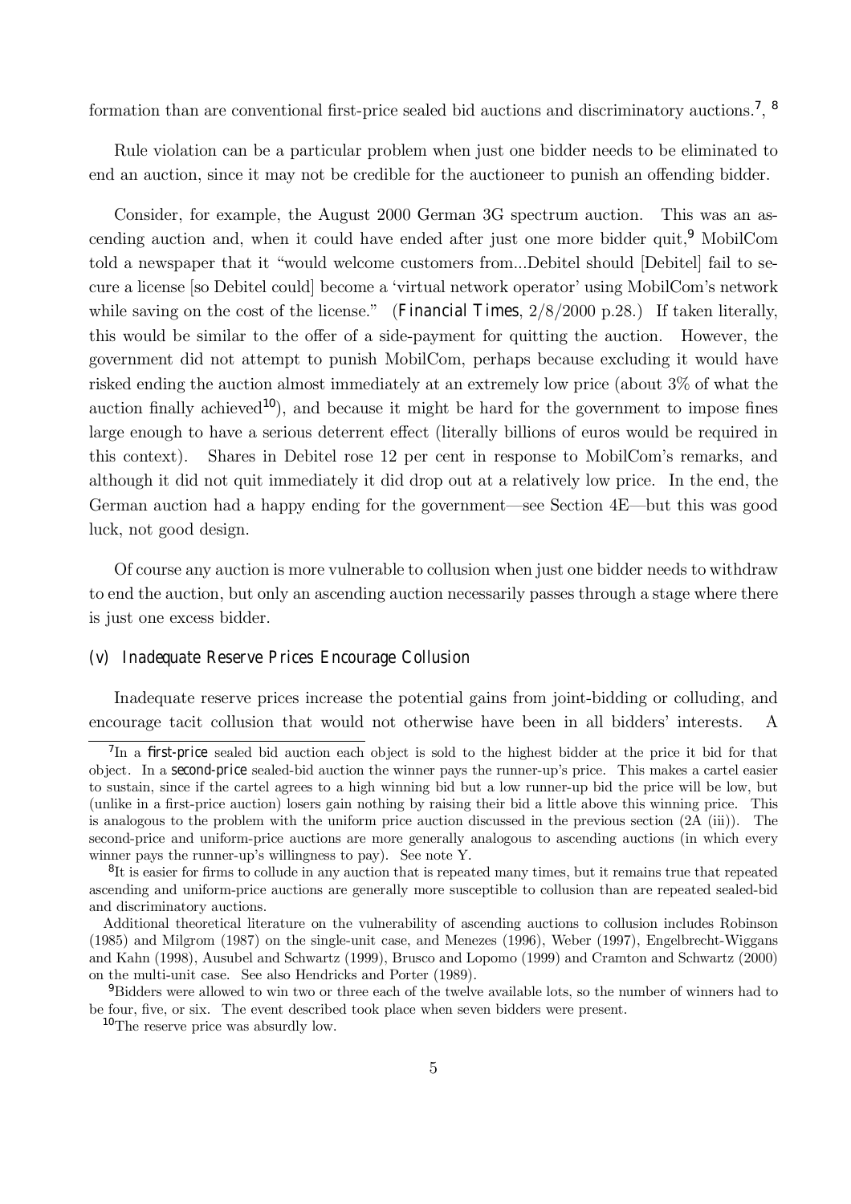formation than are conventional first-price sealed bid auctions and discriminatory auctions.[7], [8]

Rule violation can be a particular problem when just one bidder needs to be eliminated to end an auction, since it may not be credible for the auctioneer to punish an offending bidder.

Consider, for example, the August 2000 German 3G spectrum auction. This was an ascending auction and, when it could have ended after just one more bidder quit,[9] MobilCom told a newspaper that it "would welcome customers from...Debitel should [Debitel] fail to secure a license [so Debitel could] become a 'virtual network operator' using MobilCom's network while saving on the cost of the license." (*Financial Times*, 2/8/2000 p.28.) If taken literally, this would be similar to the offer of a side-payment for quitting the auction. However, the government did not attempt to punish MobilCom, perhaps because excluding it would have risked ending the auction almost immediately at an extremely low price (about 3% of what the auction finally achieved[10]), and because it might be hard for the government to impose fines large enough to have a serious deterrent effect (literally billions of euros would be required in this context). Shares in Debitel rose 12 per cent in response to MobilCom's remarks, and although it did not quit immediately it did drop out at a relatively low price. In the end, the German auction had a happy ending for the government—see Section 4E—but this was good luck, not good design.

Of course any auction is more vulnerable to collusion when just one bidder needs to withdraw to end the auction, but only an ascending auction necessarily passes through a stage where there is just one excess bidder.

### (v) Inadequate Reserve Prices Encourage Collusion

Inadequate reserve prices increase the potential gains from joint-bidding or colluding, and encourage tacit collusion that would not otherwise have been in all bidders' interests. A

---

[7] In a *first-price* sealed bid auction each object is sold to the highest bidder at the price it bid for that object. In a *second-price* sealed-bid auction the winner pays the runner-up's price. This makes a cartel easier to sustain, since if the cartel agrees to a high winning bid but a low runner-up bid the price will be low, but (unlike in a first-price auction) losers gain nothing by raising their bid a little above this winning price. This is analogous to the problem with the uniform price auction discussed in the previous section (2A (iii)). The second-price and uniform-price auctions are more generally analogous to ascending auctions (in which every winner pays the runner-up's willingness to pay). See note Y.

[8] It is easier for firms to collude in any auction that is repeated many times, but it remains true that repeated ascending and uniform-price auctions are generally more susceptible to collusion than are repeated sealed-bid and discriminatory auctions.

Additional theoretical literature on the vulnerability of ascending auctions to collusion includes Robinson (1985) and Milgrom (1987) on the single-unit case, and Menezes (1996), Weber (1997), Engelbrecht-Wiggans and Kahn (1998), Ausubel and Schwartz (1999), Brusco and Lopomo (1999) and Cramton and Schwartz (2000) on the multi-unit case. See also Hendricks and Porter (1989).

[9] Bidders were allowed to win two or three each of the twelve available lots, so the number of winners had to be four, five, or six. The event described took place when seven bidders were present.

[10] The reserve price was absurdly low.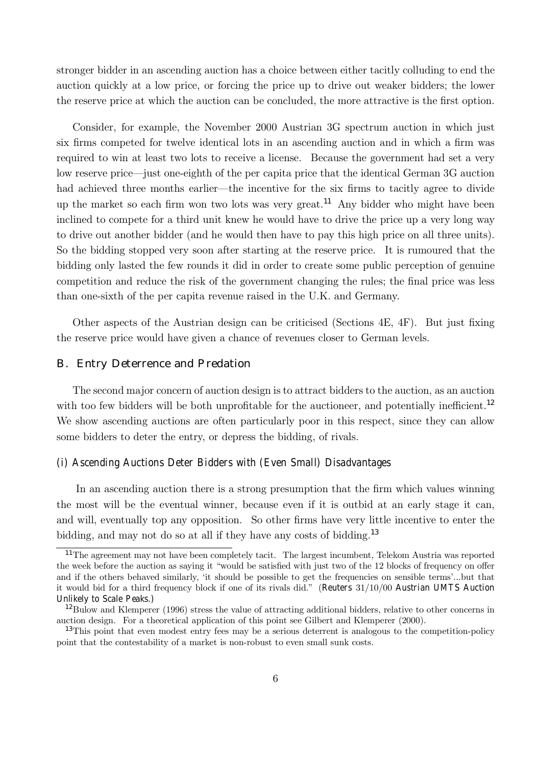stronger bidder in an ascending auction has a choice between either tacitly colluding to end the auction quickly at a low price, or forcing the price up to drive out weaker bidders; the lower the reserve price at which the auction can be concluded, the more attractive is the first option.

Consider, for example, the November 2000 Austrian 3G spectrum auction in which just six firms competed for twelve identical lots in an ascending auction and in which a firm was required to win at least two lots to receive a license. Because the government had set a very low reserve price—just one-eighth of the per capita price that the identical German 3G auction had achieved three months earlier—the incentive for the six firms to tacitly agree to divide up the market so each firm won two lots was very great.[11] Any bidder who might have been inclined to compete for a third unit knew he would have to drive the price up a very long way to drive out another bidder (and he would then have to pay this high price on all three units). So the bidding stopped very soon after starting at the reserve price. It is rumoured that the bidding only lasted the few rounds it did in order to create some public perception of genuine competition and reduce the risk of the government changing the rules; the final price was less than one-sixth of the per capita revenue raised in the U.K. and Germany.

Other aspects of the Austrian design can be criticised (Sections 4E, 4F). But just fixing the reserve price would have given a chance of revenues closer to German levels.

## B. Entry Deterrence and Predation

The second major concern of auction design is to attract bidders to the auction, as an auction with too few bidders will be both unprofitable for the auctioneer, and potentially inefficient.[12] We show ascending auctions are often particularly poor in this respect, since they can allow some bidders to deter the entry, or depress the bidding, of rivals.

### *(i) Ascending Auctions Deter Bidders with (Even Small) Disadvantages*

In an ascending auction there is a strong presumption that the firm which values winning the most will be the eventual winner, because even if it is outbid at an early stage it can, and will, eventually top any opposition. So other firms have very little incentive to enter the bidding, and may not do so at all if they have any costs of bidding.[13]

---

[11] The agreement may not have been completely tacit. The largest incumbent, Telekom Austria was reported the week before the auction as saying it "would be satisfied with just two of the 12 blocks of frequency on offer and if the others behaved similarly, 'it should be possible to get the frequencies on sensible terms'...but that it would bid for a third frequency block if one of its rivals did." (*Reuters* 31/10/00 *Austrian UMTS Auction Unlikely to Scale Peaks.*)

[12] Bulow and Klemperer (1996) stress the value of attracting additional bidders, relative to other concerns in auction design. For a theoretical application of this point see Gilbert and Klemperer (2000).

[13] This point that even modest entry fees may be a serious deterrent is analogous to the competition-policy point that the contestability of a market is non-robust to even small sunk costs.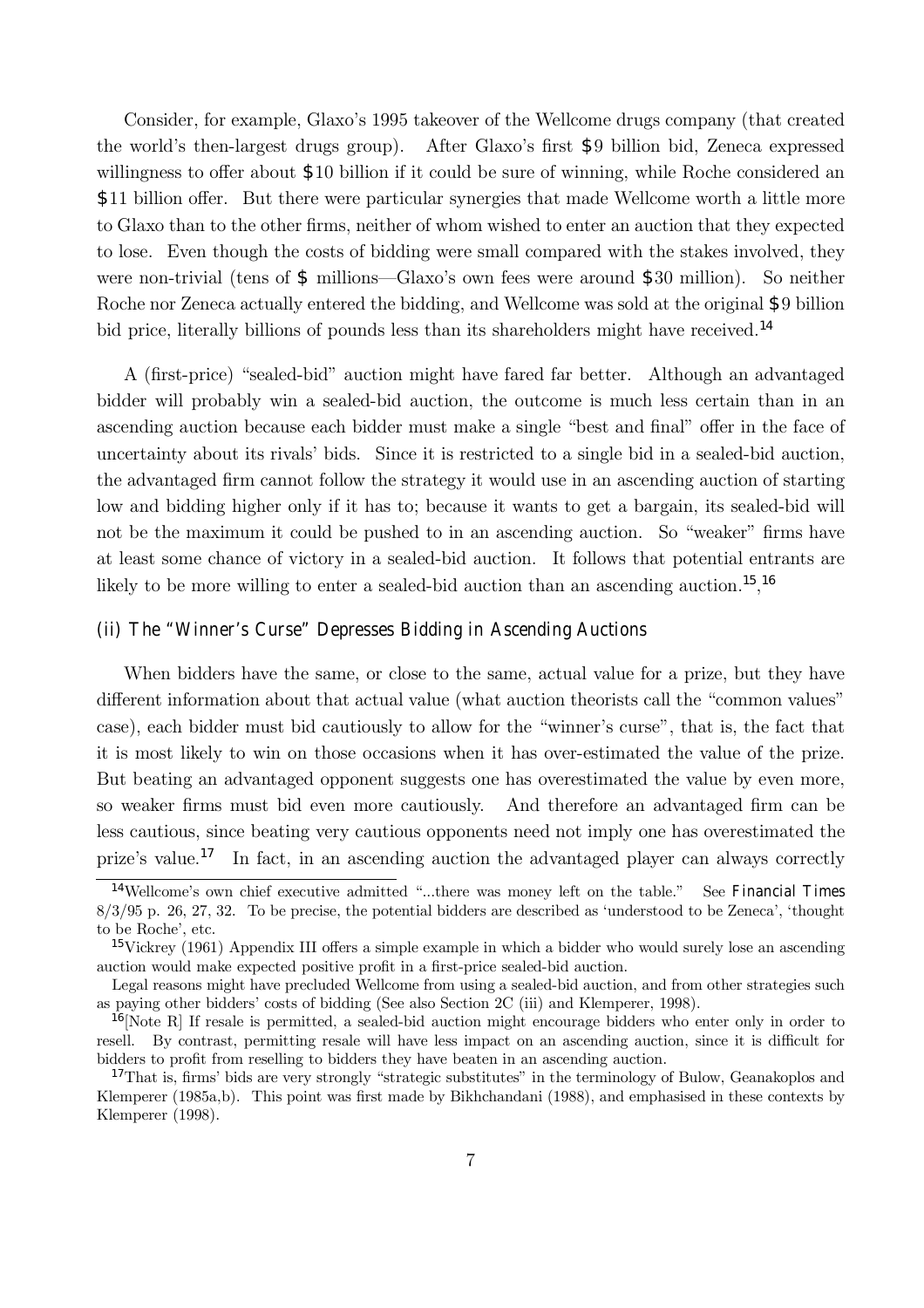Consider, for example, Glaxo's 1995 takeover of the Wellcome drugs company (that created the world's then-largest drugs group). After Glaxo's first \$9 billion bid, Zeneca expressed willingness to offer about \$10 billion if it could be sure of winning, while Roche considered an \$11 billion offer. But there were particular synergies that made Wellcome worth a little more to Glaxo than to the other firms, neither of whom wished to enter an auction that they expected to lose. Even though the costs of bidding were small compared with the stakes involved, they were non-trivial (tens of \$ millions—Glaxo's own fees were around \$30 million). So neither Roche nor Zeneca actually entered the bidding, and Wellcome was sold at the original \$9 billion bid price, literally billions of pounds less than its shareholders might have received.[14]

A (first-price) "sealed-bid" auction might have fared far better. Although an advantaged bidder will probably win a sealed-bid auction, the outcome is much less certain than in an ascending auction because each bidder must make a single "best and final" offer in the face of uncertainty about its rivals' bids. Since it is restricted to a single bid in a sealed-bid auction, the advantaged firm cannot follow the strategy it would use in an ascending auction of starting low and bidding higher only if it has to; because it wants to get a bargain, its sealed-bid will not be the maximum it could be pushed to in an ascending auction. So "weaker" firms have at least some chance of victory in a sealed-bid auction. It follows that potential entrants are likely to be more willing to enter a sealed-bid auction than an ascending auction.[15],[16]

### (ii) The "Winner's Curse" Depresses Bidding in Ascending Auctions

When bidders have the same, or close to the same, actual value for a prize, but they have different information about that actual value (what auction theorists call the "common values" case), each bidder must bid cautiously to allow for the "winner's curse", that is, the fact that it is most likely to win on those occasions when it has over-estimated the value of the prize. But beating an advantaged opponent suggests one has overestimated the value by even more, so weaker firms must bid even more cautiously. And therefore an advantaged firm can be less cautious, since beating very cautious opponents need not imply one has overestimated the prize's value.[17] In fact, in an ascending auction the advantaged player can always correctly

---

[14] Wellcome's own chief executive admitted "...there was money left on the table." See *Financial Times* 8/3/95 p. 26, 27, 32. To be precise, the potential bidders are described as 'understood to be Zeneca', 'thought to be Roche', etc.

[15] Vickrey (1961) Appendix III offers a simple example in which a bidder who would surely lose an ascending auction would make expected positive profit in a first-price sealed-bid auction.

Legal reasons might have precluded Wellcome from using a sealed-bid auction, and from other strategies such as paying other bidders' costs of bidding (See also Section 2C (iii) and Klemperer, 1998).

[16] [Note R] If resale is permitted, a sealed-bid auction might encourage bidders who enter only in order to resell. By contrast, permitting resale will have less impact on an ascending auction, since it is difficult for bidders to profit from reselling to bidders they have beaten in an ascending auction.

[17] That is, firms' bids are very strongly "strategic substitutes" in the terminology of Bulow, Geanakoplos and Klemperer (1985a,b). This point was first made by Bikhchandani (1988), and emphasised in these contexts by Klemperer (1998).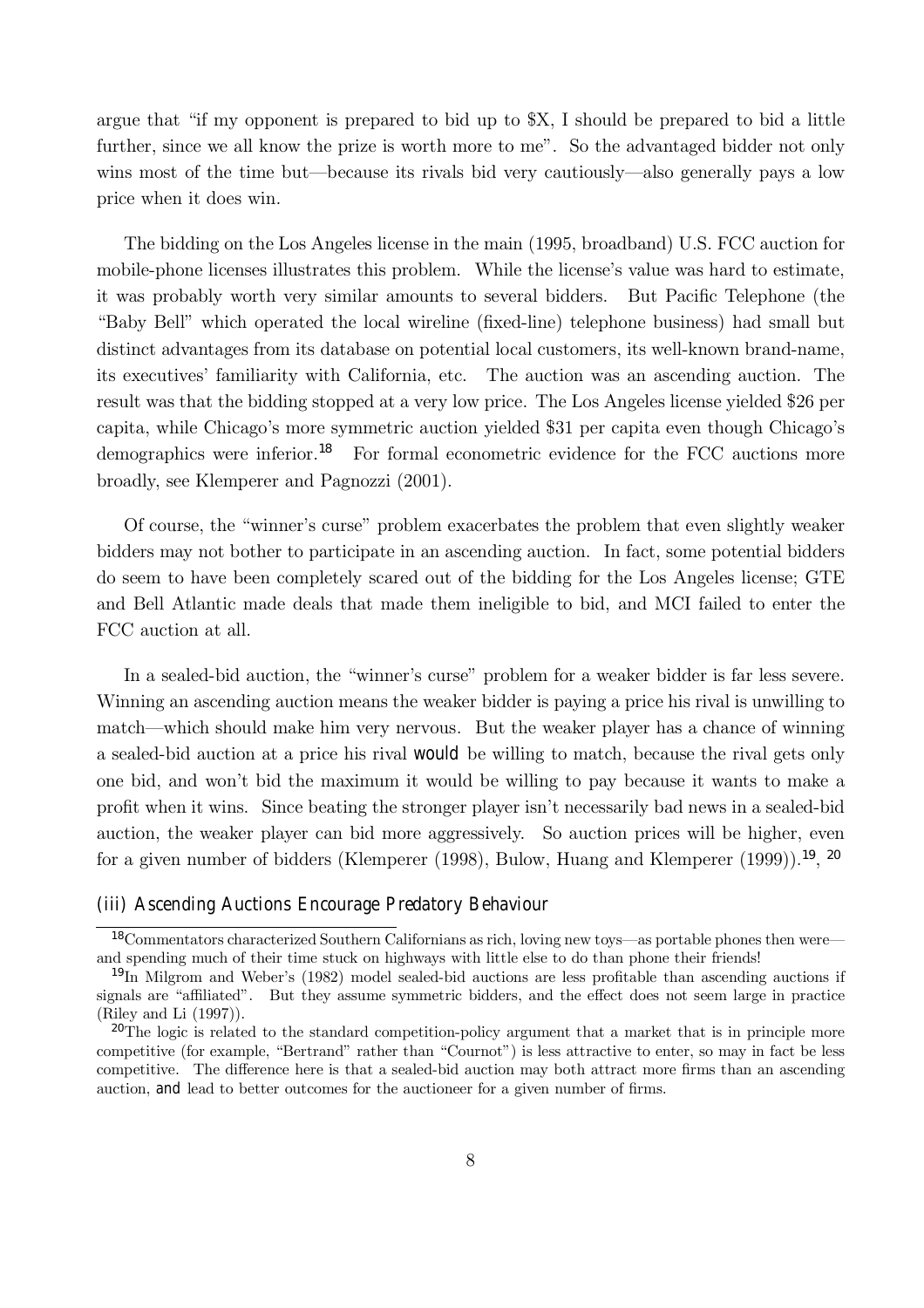argue that "if my opponent is prepared to bid up to $X, I should be prepared to bid a little further, since we all know the prize is worth more to me". So the advantaged bidder not only wins most of the time but—because its rivals bid very cautiously—also generally pays a low price when it does win.

The bidding on the Los Angeles license in the main (1995, broadband) U.S. FCC auction for mobile-phone licenses illustrates this problem. While the license's value was hard to estimate, it was probably worth very similar amounts to several bidders. But Pacific Telephone (the "Baby Bell" which operated the local wireline (fixed-line) telephone business) had small but distinct advantages from its database on potential local customers, its well-known brand-name, its executives' familiarity with California, etc. The auction was an ascending auction. The result was that the bidding stopped at a very low price. The Los Angeles license yielded $26 per capita, while Chicago's more symmetric auction yielded $31 per capita even though Chicago's demographics were inferior.[18] For formal econometric evidence for the FCC auctions more broadly, see Klemperer and Pagnozzi (2001).

Of course, the "winner's curse" problem exacerbates the problem that even slightly weaker bidders may not bother to participate in an ascending auction. In fact, some potential bidders do seem to have been completely scared out of the bidding for the Los Angeles license; GTE and Bell Atlantic made deals that made them ineligible to bid, and MCI failed to enter the FCC auction at all.

In a sealed-bid auction, the "winner's curse" problem for a weaker bidder is far less severe. Winning an ascending auction means the weaker bidder is paying a price his rival is unwilling to match—which should make him very nervous. But the weaker player has a chance of winning a sealed-bid auction at a price his rival *would* be willing to match, because the rival gets only one bid, and won't bid the maximum it would be willing to pay because it wants to make a profit when it wins. Since beating the stronger player isn't necessarily bad news in a sealed-bid auction, the weaker player can bid more aggressively. So auction prices will be higher, even for a given number of bidders (Klemperer (1998), Bulow, Huang and Klemperer (1999)).[19], [20]

### (iii) Ascending Auctions Encourage Predatory Behaviour

[18] Commentators characterized Southern Californians as rich, loving new toys—as portable phones then were—and spending much of their time stuck on highways with little else to do than phone their friends!

[19] In Milgrom and Weber's (1982) model sealed-bid auctions are less profitable than ascending auctions if signals are "affiliated". But they assume symmetric bidders, and the effect does not seem large in practice (Riley and Li (1997)).

[20] The logic is related to the standard competition-policy argument that a market that is in principle more competitive (for example, "Bertrand" rather than "Cournot") is less attractive to enter, so may in fact be less competitive. The difference here is that a sealed-bid auction may both attract more firms than an ascending auction, *and* lead to better outcomes for the auctioneer for a given number of firms.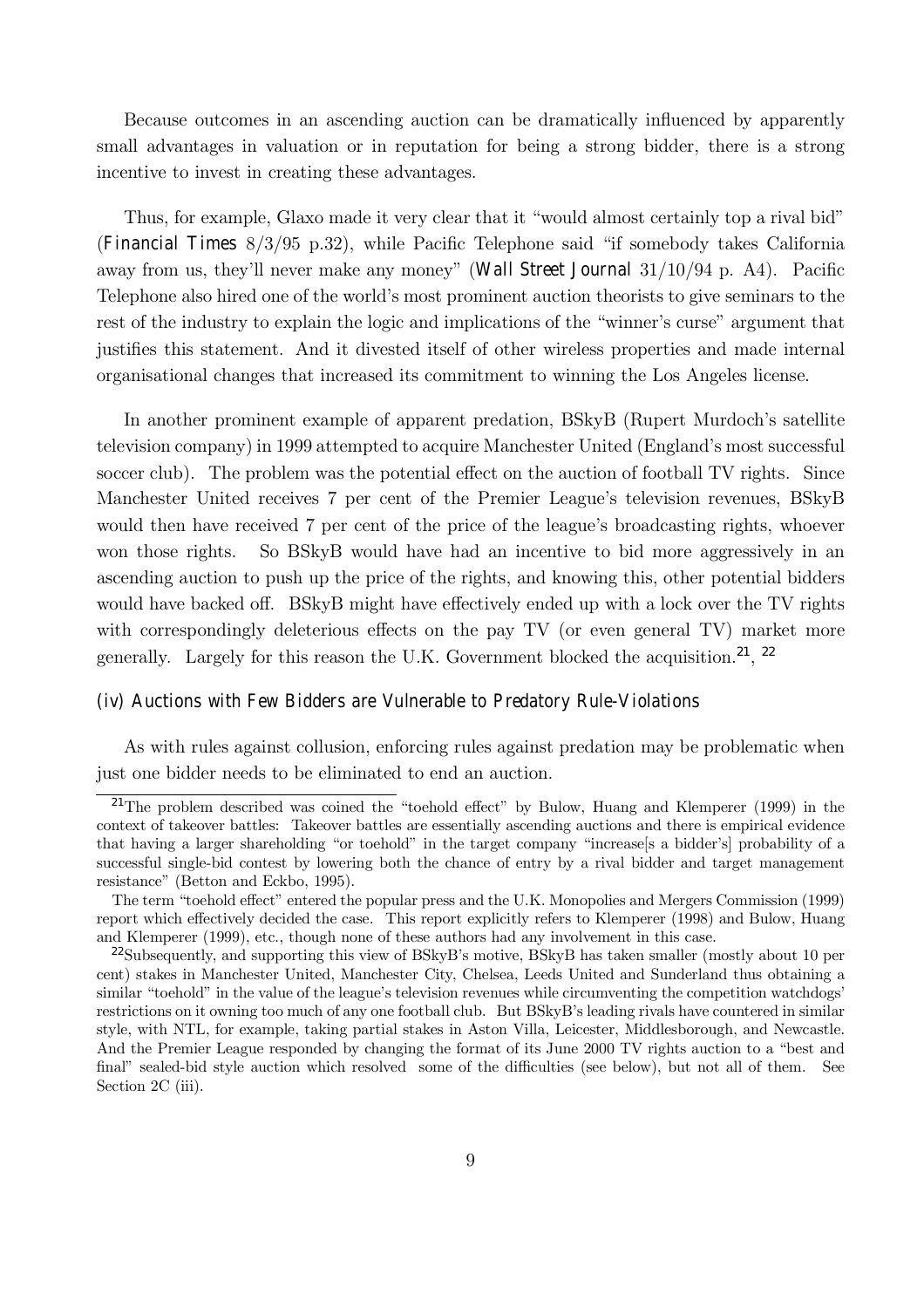Because outcomes in an ascending auction can be dramatically influenced by apparently small advantages in valuation or in reputation for being a strong bidder, there is a strong incentive to invest in creating these advantages.

Thus, for example, Glaxo made it very clear that it "would almost certainly top a rival bid" (*Financial Times* 8/3/95 p.32), while Pacific Telephone said "if somebody takes California away from us, they'll never make any money" (*Wall Street Journal* 31/10/94 p. A4). Pacific Telephone also hired one of the world's most prominent auction theorists to give seminars to the rest of the industry to explain the logic and implications of the "winner's curse" argument that justifies this statement. And it divested itself of other wireless properties and made internal organisational changes that increased its commitment to winning the Los Angeles license.

In another prominent example of apparent predation, BSkyB (Rupert Murdoch's satellite television company) in 1999 attempted to acquire Manchester United (England's most successful soccer club). The problem was the potential effect on the auction of football TV rights. Since Manchester United receives 7 per cent of the Premier League's television revenues, BSkyB would then have received 7 per cent of the price of the league's broadcasting rights, whoever won those rights. So BSkyB would have had an incentive to bid more aggressively in an ascending auction to push up the price of the rights, and knowing this, other potential bidders would have backed off. BSkyB might have effectively ended up with a lock over the TV rights with correspondingly deleterious effects on the pay TV (or even general TV) market more generally. Largely for this reason the U.K. Government blocked the acquisition.[21], [22]

### (iv) Auctions with Few Bidders are Vulnerable to Predatory Rule-Violations

As with rules against collusion, enforcing rules against predation may be problematic when just one bidder needs to be eliminated to end an auction.

---

[21]The problem described was coined the "toehold effect" by Bulow, Huang and Klemperer (1999) in the context of takeover battles: Takeover battles are essentially ascending auctions and there is empirical evidence that having a larger shareholding "or toehold" in the target company "increase[s a bidder's] probability of a successful single-bid contest by lowering both the chance of entry by a rival bidder and target management resistance" (Betton and Eckbo, 1995).

The term "toehold effect" entered the popular press and the U.K. Monopolies and Mergers Commission (1999) report which effectively decided the case. This report explicitly refers to Klemperer (1998) and Bulow, Huang and Klemperer (1999), etc., though none of these authors had any involvement in this case.

[22]Subsequently, and supporting this view of BSkyB's motive, BSkyB has taken smaller (mostly about 10 per cent) stakes in Manchester United, Manchester City, Chelsea, Leeds United and Sunderland thus obtaining a similar "toehold" in the value of the league's television revenues while circumventing the competition watchdogs' restrictions on it owning too much of any one football club. But BSkyB's leading rivals have countered in similar style, with NTL, for example, taking partial stakes in Aston Villa, Leicester, Middlesborough, and Newcastle. And the Premier League responded by changing the format of its June 2000 TV rights auction to a "best and final" sealed-bid style auction which resolved some of the difficulties (see below), but not all of them. See Section 2C (iii).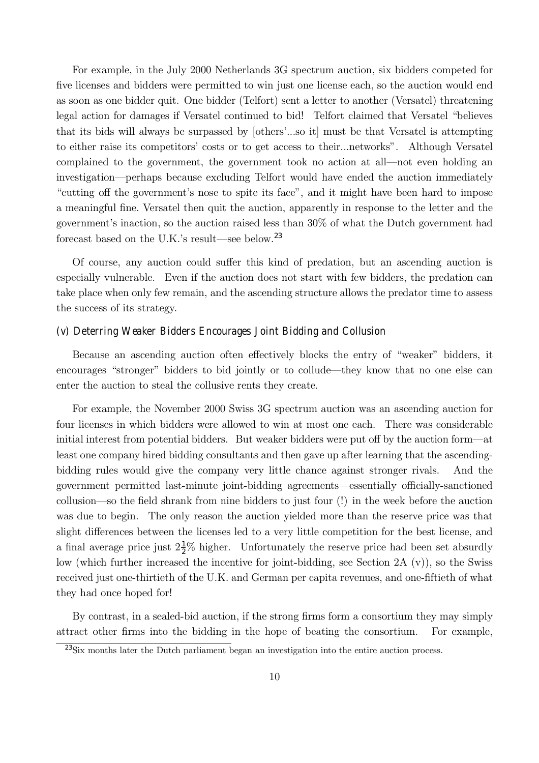For example, in the July 2000 Netherlands 3G spectrum auction, six bidders competed for five licenses and bidders were permitted to win just one license each, so the auction would end as soon as one bidder quit. One bidder (Telfort) sent a letter to another (Versatel) threatening legal action for damages if Versatel continued to bid! Telfort claimed that Versatel "believes that its bids will always be surpassed by [others'...so it] must be that Versatel is attempting to either raise its competitors' costs or to get access to their...networks". Although Versatel complained to the government, the government took no action at all—not even holding an investigation—perhaps because excluding Telfort would have ended the auction immediately "cutting off the government's nose to spite its face", and it might have been hard to impose a meaningful fine. Versatel then quit the auction, apparently in response to the letter and the government's inaction, so the auction raised less than 30% of what the Dutch government had forecast based on the U.K.'s result—see below.[23]

Of course, any auction could suffer this kind of predation, but an ascending auction is especially vulnerable. Even if the auction does not start with few bidders, the predation can take place when only few remain, and the ascending structure allows the predator time to assess the success of its strategy.

#### (v) Deterring Weaker Bidders Encourages Joint Bidding and Collusion

Because an ascending auction often effectively blocks the entry of "weaker" bidders, it encourages "stronger" bidders to bid jointly or to collude—they know that no one else can enter the auction to steal the collusive rents they create.

For example, the November 2000 Swiss 3G spectrum auction was an ascending auction for four licenses in which bidders were allowed to win at most one each. There was considerable initial interest from potential bidders. But weaker bidders were put off by the auction form—at least one company hired bidding consultants and then gave up after learning that the ascending-bidding rules would give the company very little chance against stronger rivals. And the government permitted last-minute joint-bidding agreements—essentially officially-sanctioned collusion—so the field shrank from nine bidders to just four (!) in the week before the auction was due to begin. The only reason the auction yielded more than the reserve price was that slight differences between the licenses led to a very little competition for the best license, and a final average price just $2\frac{1}{2}$% higher. Unfortunately the reserve price had been set absurdly low (which further increased the incentive for joint-bidding, see Section 2A (v)), so the Swiss received just one-thirtieth of the U.K. and German per capita revenues, and one-fiftieth of what they had once hoped for!

By contrast, in a sealed-bid auction, if the strong firms form a consortium they may simply attract other firms into the bidding in the hope of beating the consortium. For example,

[23] Six months later the Dutch parliament began an investigation into the entire auction process.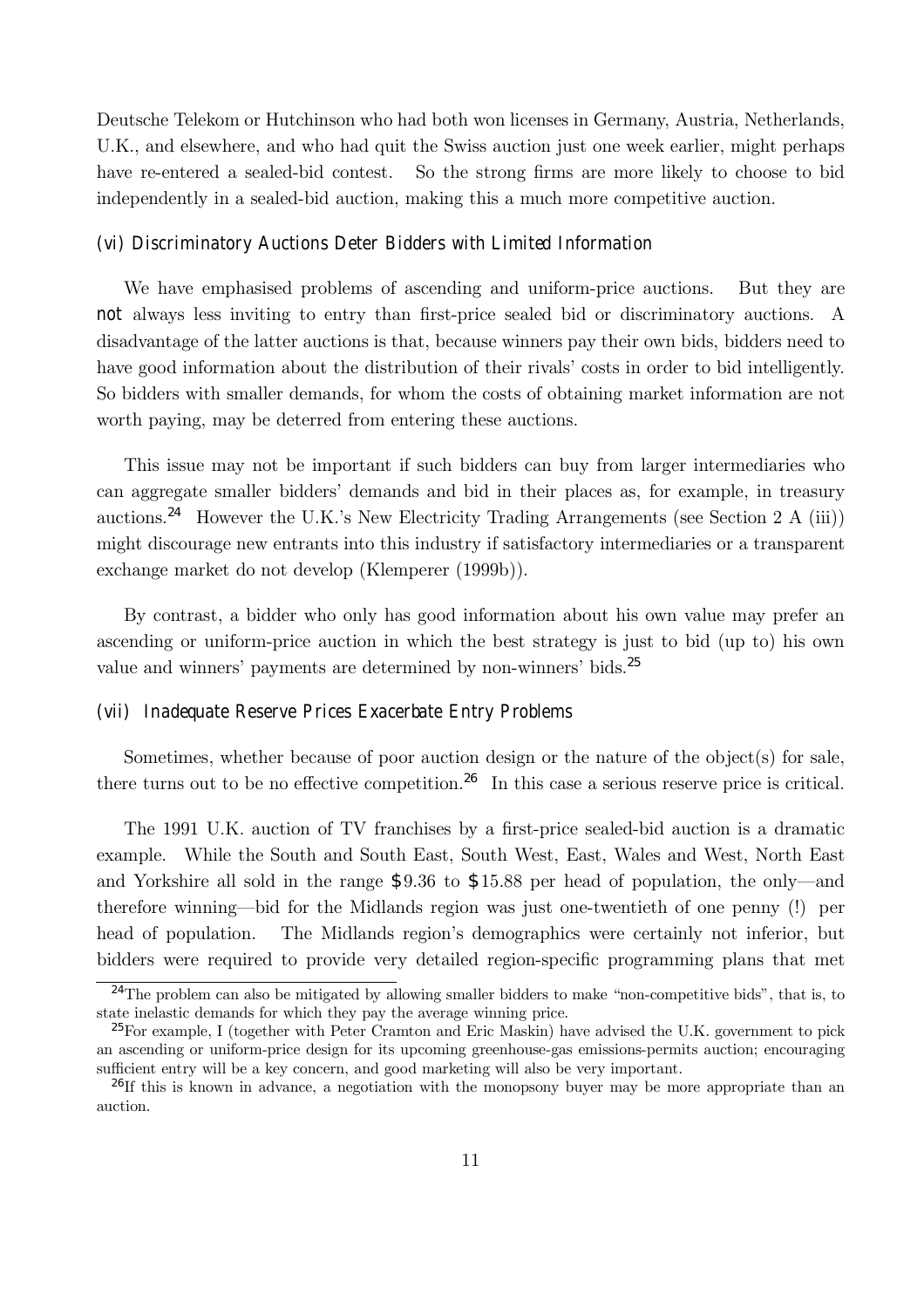Deutsche Telekom or Hutchinson who had both won licenses in Germany, Austria, Netherlands, U.K., and elsewhere, and who had quit the Swiss auction just one week earlier, might perhaps have re-entered a sealed-bid contest. So the strong firms are more likely to choose to bid independently in a sealed-bid auction, making this a much more competitive auction.

### (vi) Discriminatory Auctions Deter Bidders with Limited Information

We have emphasised problems of ascending and uniform-price auctions. But they are **not** always less inviting to entry than first-price sealed bid or discriminatory auctions. A disadvantage of the latter auctions is that, because winners pay their own bids, bidders need to have good information about the distribution of their rivals' costs in order to bid intelligently. So bidders with smaller demands, for whom the costs of obtaining market information are not worth paying, may be deterred from entering these auctions.

This issue may not be important if such bidders can buy from larger intermediaries who can aggregate smaller bidders' demands and bid in their places as, for example, in treasury auctions.[24] However the U.K.'s New Electricity Trading Arrangements (see Section 2 A (iii)) might discourage new entrants into this industry if satisfactory intermediaries or a transparent exchange market do not develop (Klemperer (1999b)).

By contrast, a bidder who only has good information about his own value may prefer an ascending or uniform-price auction in which the best strategy is just to bid (up to) his own value and winners' payments are determined by non-winners' bids.[25]

### (vii) Inadequate Reserve Prices Exacerbate Entry Problems

Sometimes, whether because of poor auction design or the nature of the object(s) for sale, there turns out to be no effective competition.[26] In this case a serious reserve price is critical.

The 1991 U.K. auction of TV franchises by a first-price sealed-bid auction is a dramatic example. While the South and South East, South West, East, Wales and West, North East and Yorkshire all sold in the range $9.36 to $15.88 per head of population, the only—and therefore winning—bid for the Midlands region was just one-twentieth of one penny (!) per head of population. The Midlands region's demographics were certainly not inferior, but bidders were required to provide very detailed region-specific programming plans that met

[24] The problem can also be mitigated by allowing smaller bidders to make "non-competitive bids", that is, to state inelastic demands for which they pay the average winning price.

[25] For example, I (together with Peter Cramton and Eric Maskin) have advised the U.K. government to pick an ascending or uniform-price design for its upcoming greenhouse-gas emissions-permits auction; encouraging sufficient entry will be a key concern, and good marketing will also be very important.

[26] If this is known in advance, a negotiation with the monopsony buyer may be more appropriate than an auction.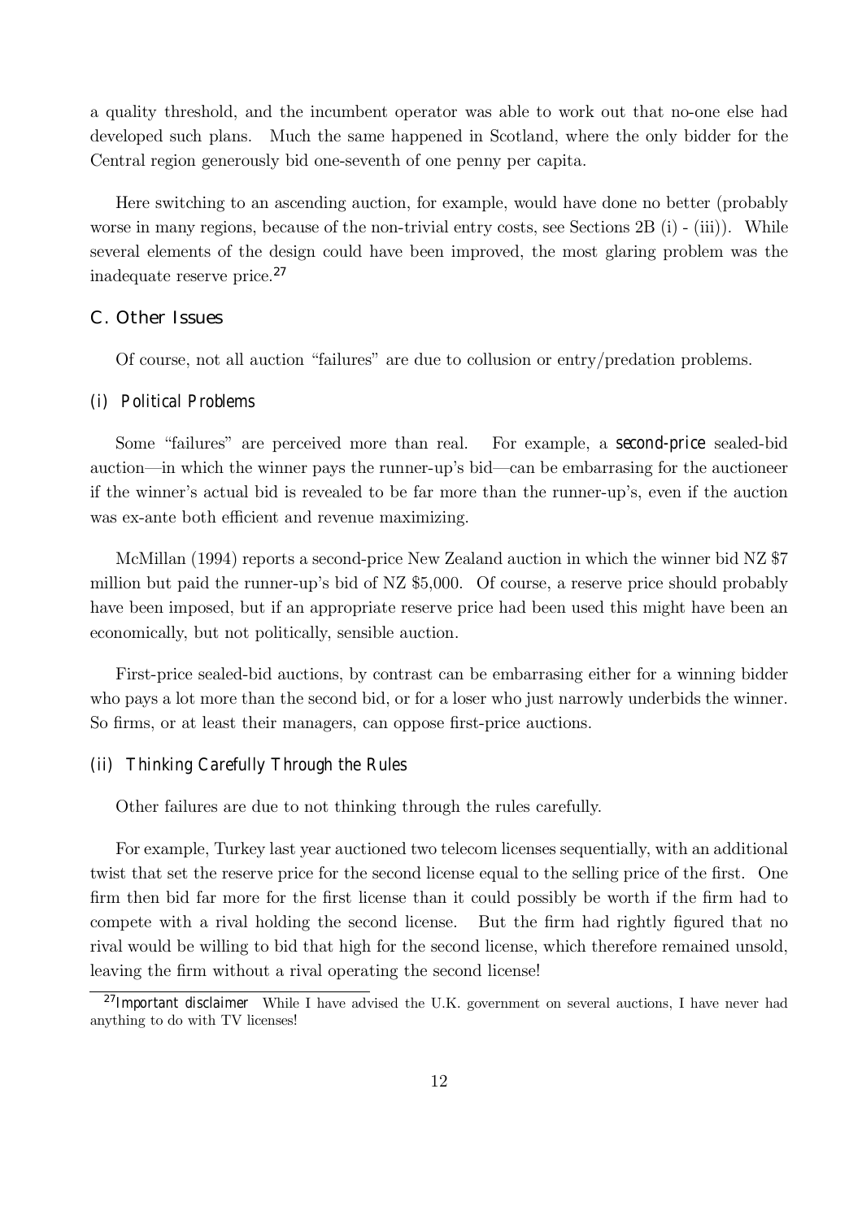a quality threshold, and the incumbent operator was able to work out that no-one else had developed such plans. Much the same happened in Scotland, where the only bidder for the Central region generously bid one-seventh of one penny per capita.

Here switching to an ascending auction, for example, would have done no better (probably worse in many regions, because of the non-trivial entry costs, see Sections 2B (i) - (iii)). While several elements of the design could have been improved, the most glaring problem was the inadequate reserve price.[27]

### C. Other Issues

Of course, not all auction "failures" are due to collusion or entry/predation problems.

#### (i) Political Problems

Some "failures" are perceived more than real. For example, a *second-price* sealed-bid auction—in which the winner pays the runner-up's bid—can be embarrasing for the auctioneer if the winner's actual bid is revealed to be far more than the runner-up's, even if the auction was ex-ante both efficient and revenue maximizing.

McMillan (1994) reports a second-price New Zealand auction in which the winner bid NZ $7 million but paid the runner-up's bid of NZ $5,000. Of course, a reserve price should probably have been imposed, but if an appropriate reserve price had been used this might have been an economically, but not politically, sensible auction.

First-price sealed-bid auctions, by contrast can be embarrasing either for a winning bidder who pays a lot more than the second bid, or for a loser who just narrowly underbids the winner. So firms, or at least their managers, can oppose first-price auctions.

#### (ii) Thinking Carefully Through the Rules

Other failures are due to not thinking through the rules carefully.

For example, Turkey last year auctioned two telecom licenses sequentially, with an additional twist that set the reserve price for the second license equal to the selling price of the first. One firm then bid far more for the first license than it could possibly be worth if the firm had to compete with a rival holding the second license. But the firm had rightly figured that no rival would be willing to bid that high for the second license, which therefore remained unsold, leaving the firm without a rival operating the second license!

[27] *Important disclaimer* While I have advised the U.K. government on several auctions, I have never had anything to do with TV licenses!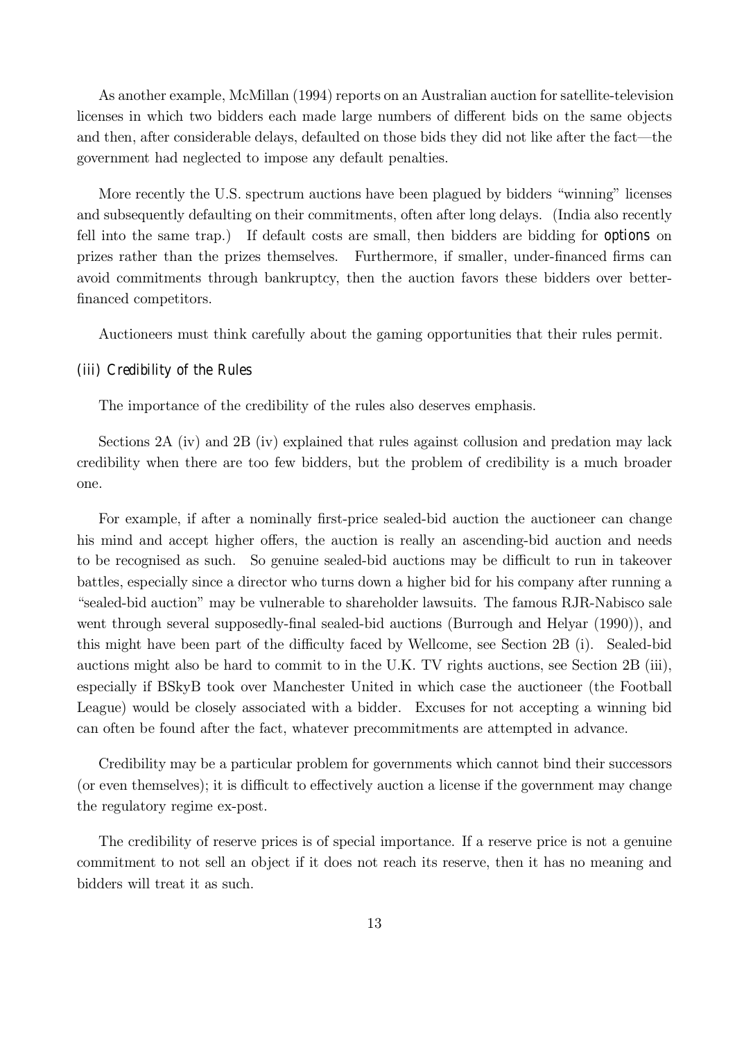As another example, McMillan (1994) reports on an Australian auction for satellite-television licenses in which two bidders each made large numbers of different bids on the same objects and then, after considerable delays, defaulted on those bids they did not like after the fact—the government had neglected to impose any default penalties.

More recently the U.S. spectrum auctions have been plagued by bidders "winning" licenses and subsequently defaulting on their commitments, often after long delays. (India also recently fell into the same trap.) If default costs are small, then bidders are bidding for *options* on prizes rather than the prizes themselves. Furthermore, if smaller, under-financed firms can avoid commitments through bankruptcy, then the auction favors these bidders over better-financed competitors.

Auctioneers must think carefully about the gaming opportunities that their rules permit.

### *(iii) Credibility of the Rules*

The importance of the credibility of the rules also deserves emphasis.

Sections 2A (iv) and 2B (iv) explained that rules against collusion and predation may lack credibility when there are too few bidders, but the problem of credibility is a much broader one.

For example, if after a nominally first-price sealed-bid auction the auctioneer can change his mind and accept higher offers, the auction is really an ascending-bid auction and needs to be recognised as such. So genuine sealed-bid auctions may be difficult to run in takeover battles, especially since a director who turns down a higher bid for his company after running a "sealed-bid auction" may be vulnerable to shareholder lawsuits. The famous RJR-Nabisco sale went through several supposedly-final sealed-bid auctions (Burrough and Helyar (1990)), and this might have been part of the difficulty faced by Wellcome, see Section 2B (i). Sealed-bid auctions might also be hard to commit to in the U.K. TV rights auctions, see Section 2B (iii), especially if BSkyB took over Manchester United in which case the auctioneer (the Football League) would be closely associated with a bidder. Excuses for not accepting a winning bid can often be found after the fact, whatever precommitments are attempted in advance.

Credibility may be a particular problem for governments which cannot bind their successors (or even themselves); it is difficult to effectively auction a license if the government may change the regulatory regime ex-post.

The credibility of reserve prices is of special importance. If a reserve price is not a genuine commitment to not sell an object if it does not reach its reserve, then it has no meaning and bidders will treat it as such.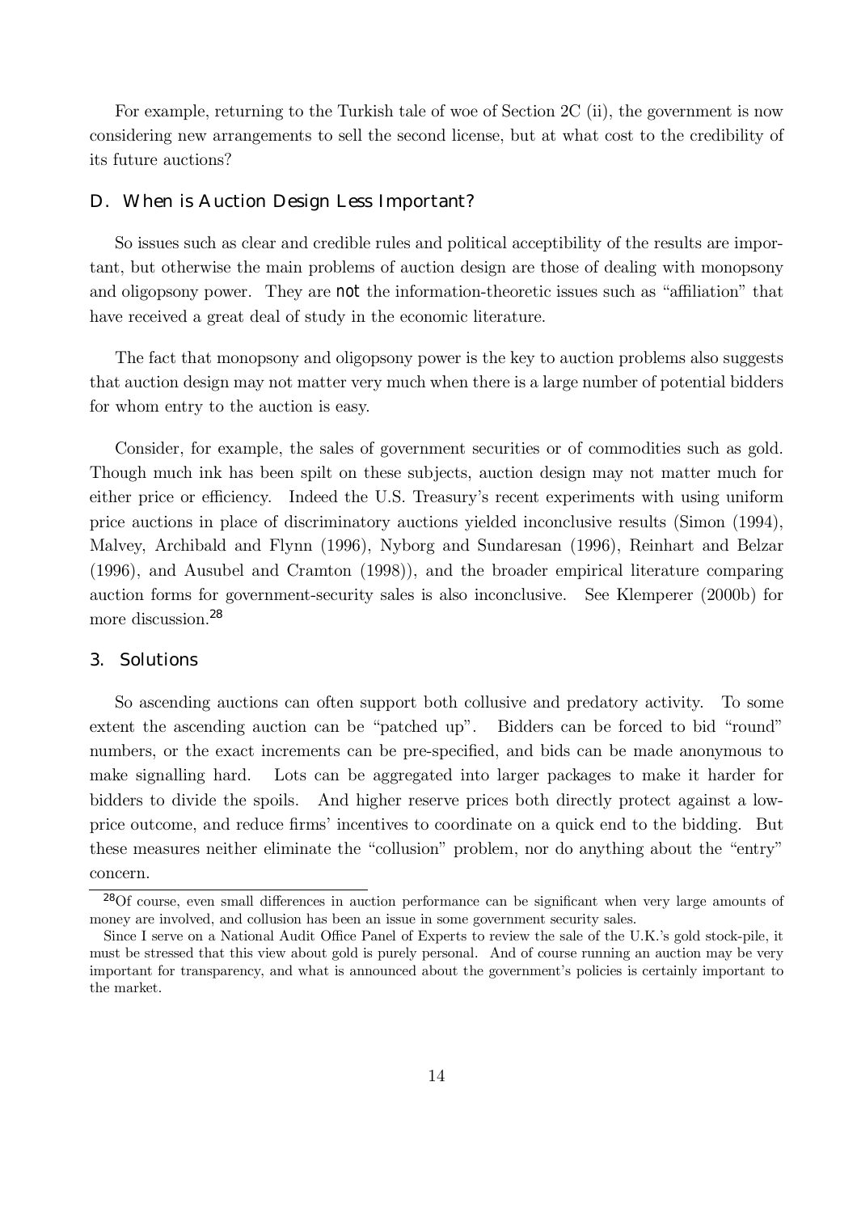For example, returning to the Turkish tale of woe of Section 2C (ii), the government is now considering new arrangements to sell the second license, but at what cost to the credibility of its future auctions?

### D. When is Auction Design Less Important?

So issues such as clear and credible rules and political acceptibility of the results are important, but otherwise the main problems of auction design are those of dealing with monopsony and oligopsony power. They are **not** the information-theoretic issues such as "affiliation" that have received a great deal of study in the economic literature.

The fact that monopsony and oligopsony power is the key to auction problems also suggests that auction design may not matter very much when there is a large number of potential bidders for whom entry to the auction is easy.

Consider, for example, the sales of government securities or of commodities such as gold. Though much ink has been spilt on these subjects, auction design may not matter much for either price or efficiency. Indeed the U.S. Treasury's recent experiments with using uniform price auctions in place of discriminatory auctions yielded inconclusive results (Simon (1994), Malvey, Archibald and Flynn (1996), Nyborg and Sundaresan (1996), Reinhart and Belzar (1996), and Ausubel and Cramton (1998)), and the broader empirical literature comparing auction forms for government-security sales is also inconclusive. See Klemperer (2000b) for more discussion.[28]

## 3. Solutions

So ascending auctions can often support both collusive and predatory activity. To some extent the ascending auction can be "patched up". Bidders can be forced to bid "round" numbers, or the exact increments can be pre-specified, and bids can be made anonymous to make signalling hard. Lots can be aggregated into larger packages to make it harder for bidders to divide the spoils. And higher reserve prices both directly protect against a low-price outcome, and reduce firms' incentives to coordinate on a quick end to the bidding. But these measures neither eliminate the "collusion" problem, nor do anything about the "entry" concern.

[28] Of course, even small differences in auction performance can be significant when very large amounts of money are involved, and collusion has been an issue in some government security sales.

Since I serve on a National Audit Office Panel of Experts to review the sale of the U.K.'s gold stock-pile, it must be stressed that this view about gold is purely personal. And of course running an auction may be very important for transparency, and what is announced about the government's policies is certainly important to the market.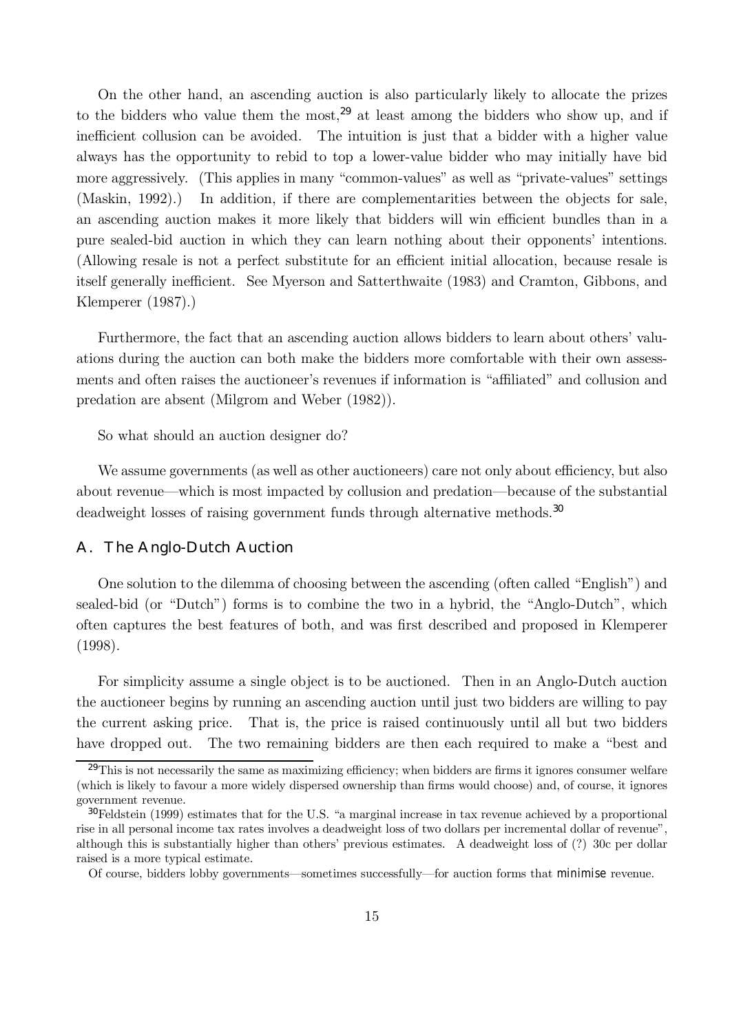On the other hand, an ascending auction is also particularly likely to allocate the prizes to the bidders who value them the most,[29] at least among the bidders who show up, and if inefficient collusion can be avoided. The intuition is just that a bidder with a higher value always has the opportunity to rebid to top a lower-value bidder who may initially have bid more aggressively. (This applies in many "common-values" as well as "private-values" settings (Maskin, 1992).) In addition, if there are complementarities between the objects for sale, an ascending auction makes it more likely that bidders will win efficient bundles than in a pure sealed-bid auction in which they can learn nothing about their opponents' intentions. (Allowing resale is not a perfect substitute for an efficient initial allocation, because resale is itself generally inefficient. See Myerson and Satterthwaite (1983) and Cramton, Gibbons, and Klemperer (1987).)

Furthermore, the fact that an ascending auction allows bidders to learn about others' valuations during the auction can both make the bidders more comfortable with their own assessments and often raises the auctioneer's revenues if information is "affiliated" and collusion and predation are absent (Milgrom and Weber (1982)).

So what should an auction designer do?

We assume governments (as well as other auctioneers) care not only about efficiency, but also about revenue—which is most impacted by collusion and predation—because of the substantial deadweight losses of raising government funds through alternative methods.[30]

## A. The Anglo-Dutch Auction

One solution to the dilemma of choosing between the ascending (often called "English") and sealed-bid (or "Dutch") forms is to combine the two in a hybrid, the "Anglo-Dutch", which often captures the best features of both, and was first described and proposed in Klemperer (1998).

For simplicity assume a single object is to be auctioned. Then in an Anglo-Dutch auction the auctioneer begins by running an ascending auction until just two bidders are willing to pay the current asking price. That is, the price is raised continuously until all but two bidders have dropped out. The two remaining bidders are then each required to make a "best and

---

[29] This is not necessarily the same as maximizing efficiency; when bidders are firms it ignores consumer welfare (which is likely to favour a more widely dispersed ownership than firms would choose) and, of course, it ignores government revenue.

[30] Feldstein (1999) estimates that for the U.S. "a marginal increase in tax revenue achieved by a proportional rise in all personal income tax rates involves a deadweight loss of two dollars per incremental dollar of revenue", although this is substantially higher than others' previous estimates. A deadweight loss of (?) 30c per dollar raised is a more typical estimate.

Of course, bidders lobby governments—sometimes successfully—for auction forms that *minimise* revenue.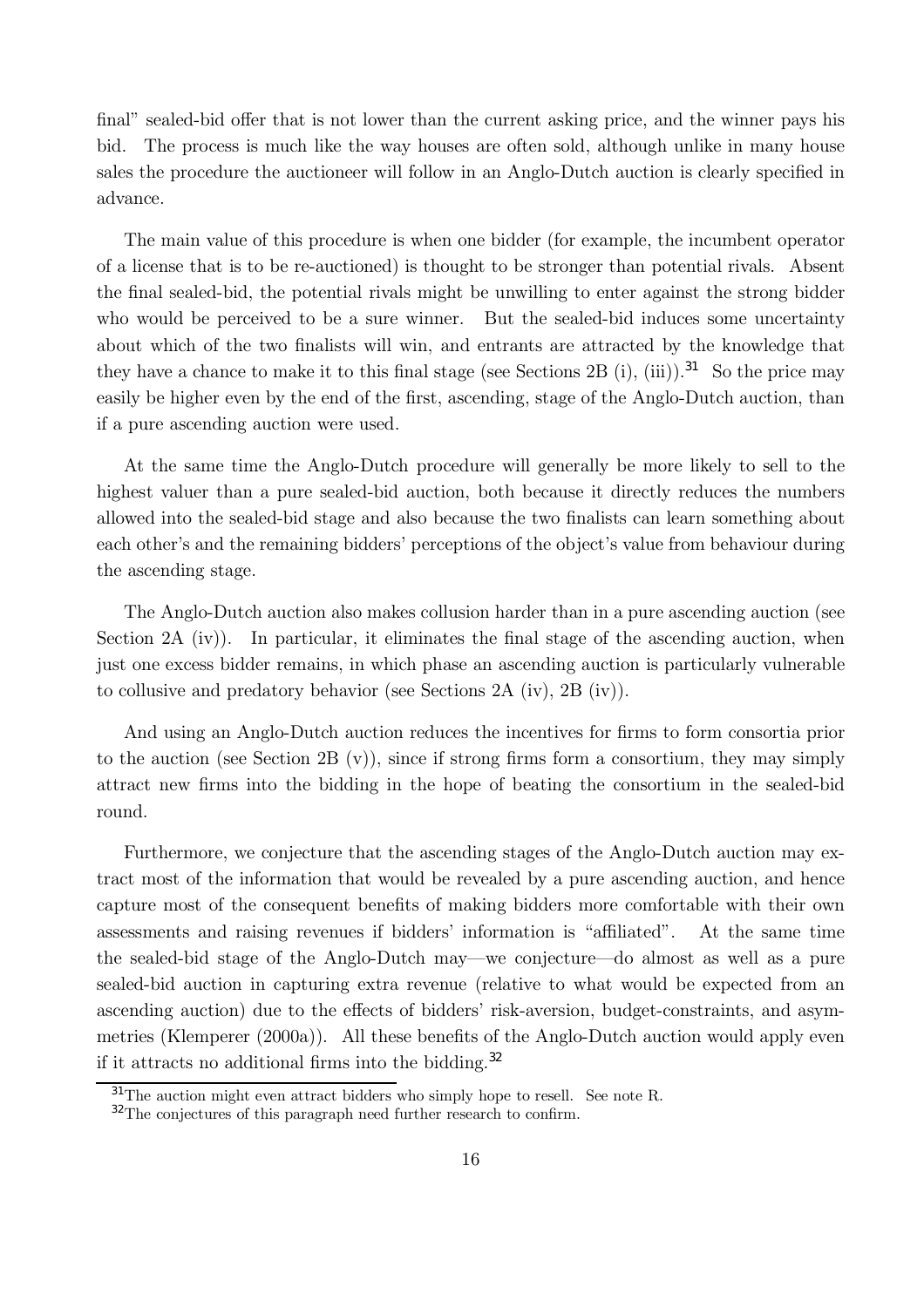final" sealed-bid offer that is not lower than the current asking price, and the winner pays his bid. The process is much like the way houses are often sold, although unlike in many house sales the procedure the auctioneer will follow in an Anglo-Dutch auction is clearly specified in advance.

The main value of this procedure is when one bidder (for example, the incumbent operator of a license that is to be re-auctioned) is thought to be stronger than potential rivals. Absent the final sealed-bid, the potential rivals might be unwilling to enter against the strong bidder who would be perceived to be a sure winner. But the sealed-bid induces some uncertainty about which of the two finalists will win, and entrants are attracted by the knowledge that they have a chance to make it to this final stage (see Sections 2B (i), (iii)).[31] So the price may easily be higher even by the end of the first, ascending, stage of the Anglo-Dutch auction, than if a pure ascending auction were used.

At the same time the Anglo-Dutch procedure will generally be more likely to sell to the highest valuer than a pure sealed-bid auction, both because it directly reduces the numbers allowed into the sealed-bid stage and also because the two finalists can learn something about each other's and the remaining bidders' perceptions of the object's value from behaviour during the ascending stage.

The Anglo-Dutch auction also makes collusion harder than in a pure ascending auction (see Section 2A (iv)). In particular, it eliminates the final stage of the ascending auction, when just one excess bidder remains, in which phase an ascending auction is particularly vulnerable to collusive and predatory behavior (see Sections 2A (iv), 2B (iv)).

And using an Anglo-Dutch auction reduces the incentives for firms to form consortia prior to the auction (see Section 2B (v)), since if strong firms form a consortium, they may simply attract new firms into the bidding in the hope of beating the consortium in the sealed-bid round.

Furthermore, we conjecture that the ascending stages of the Anglo-Dutch auction may extract most of the information that would be revealed by a pure ascending auction, and hence capture most of the consequent benefits of making bidders more comfortable with their own assessments and raising revenues if bidders' information is "affiliated". At the same time the sealed-bid stage of the Anglo-Dutch may—we conjecture—do almost as well as a pure sealed-bid auction in capturing extra revenue (relative to what would be expected from an ascending auction) due to the effects of bidders' risk-aversion, budget-constraints, and asymmetries (Klemperer (2000a)). All these benefits of the Anglo-Dutch auction would apply even if it attracts no additional firms into the bidding.[32]

[31] The auction might even attract bidders who simply hope to resell. See note R.

[32] The conjectures of this paragraph need further research to confirm.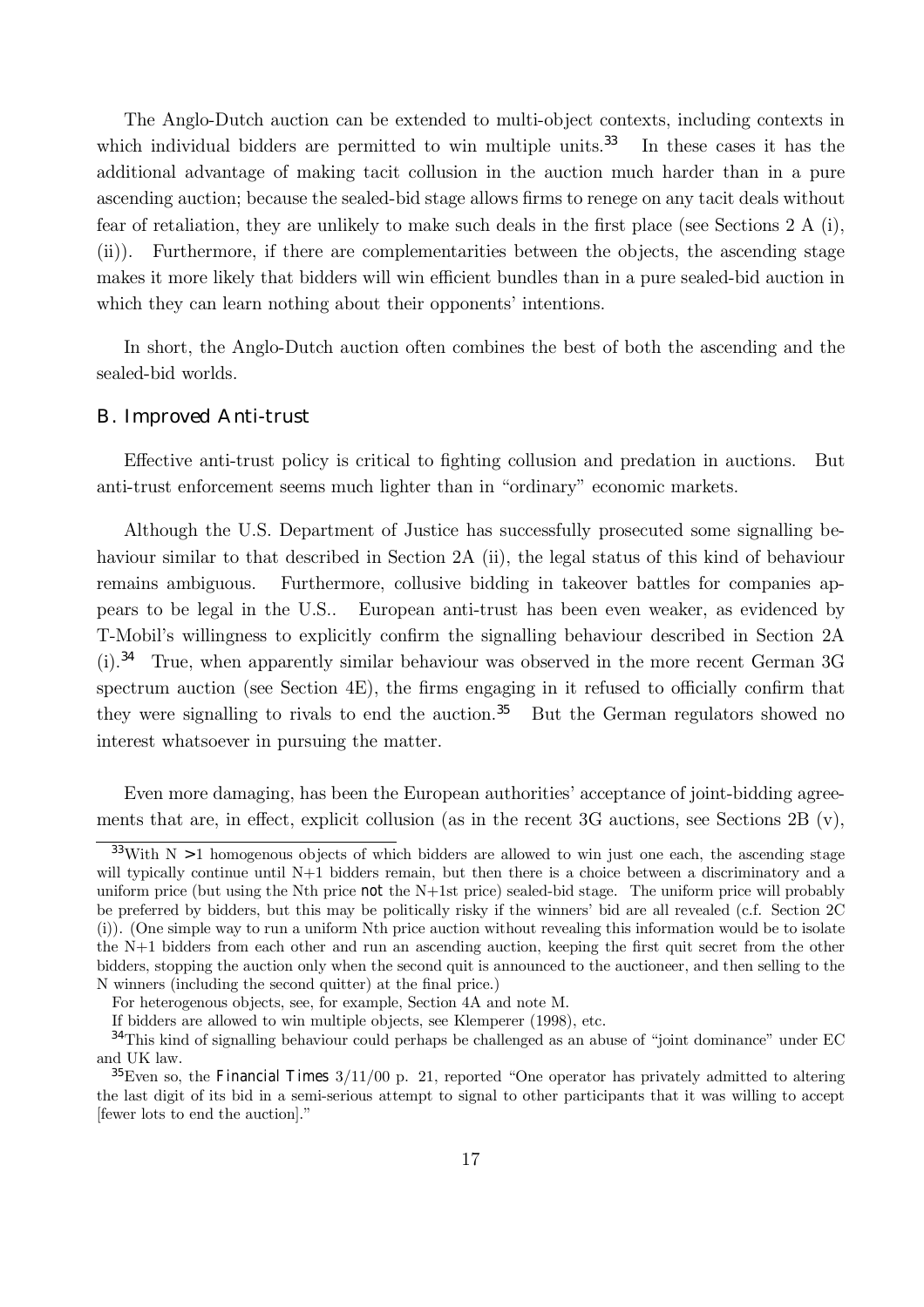The Anglo-Dutch auction can be extended to multi-object contexts, including contexts in which individual bidders are permitted to win multiple units.[33] In these cases it has the additional advantage of making tacit collusion in the auction much harder than in a pure ascending auction; because the sealed-bid stage allows firms to renege on any tacit deals without fear of retaliation, they are unlikely to make such deals in the first place (see Sections 2 A (i), (ii)). Furthermore, if there are complementarities between the objects, the ascending stage makes it more likely that bidders will win efficient bundles than in a pure sealed-bid auction in which they can learn nothing about their opponents' intentions.

In short, the Anglo-Dutch auction often combines the best of both the ascending and the sealed-bid worlds.

### B. Improved Anti-trust

Effective anti-trust policy is critical to fighting collusion and predation in auctions. But anti-trust enforcement seems much lighter than in "ordinary" economic markets.

Although the U.S. Department of Justice has successfully prosecuted some signalling behaviour similar to that described in Section 2A (ii), the legal status of this kind of behaviour remains ambiguous. Furthermore, collusive bidding in takeover battles for companies appears to be legal in the U.S.. European anti-trust has been even weaker, as evidenced by T-Mobil's willingness to explicitly confirm the signalling behaviour described in Section 2A (i).[34] True, when apparently similar behaviour was observed in the more recent German 3G spectrum auction (see Section 4E), the firms engaging in it refused to officially confirm that they were signalling to rivals to end the auction.[35] But the German regulators showed no interest whatsoever in pursuing the matter.

Even more damaging, has been the European authorities' acceptance of joint-bidding agreements that are, in effect, explicit collusion (as in the recent 3G auctions, see Sections 2B (v),

---

[33] With $N > 1$ homogenous objects of which bidders are allowed to win just one each, the ascending stage will typically continue until $N+1$ bidders remain, but then there is a choice between a discriminatory and a uniform price (but using the Nth price *not* the $N+1$st price) sealed-bid stage. The uniform price will probably be preferred by bidders, but this may be politically risky if the winners' bid are all revealed (c.f. Section 2C (i)). (One simple way to run a uniform Nth price auction without revealing this information would be to isolate the $N+1$ bidders from each other and run an ascending auction, keeping the first quit secret from the other bidders, stopping the auction only when the second quit is announced to the auctioneer, and then selling to the N winners (including the second quitter) at the final price.)

For heterogenous objects, see, for example, Section 4A and note M.

If bidders are allowed to win multiple objects, see Klemperer (1998), etc.

[34] This kind of signalling behaviour could perhaps be challenged as an abuse of "joint dominance" under EC and UK law.

[35] Even so, the *Financial Times* 3/11/00 p. 21, reported "One operator has privately admitted to altering the last digit of its bid in a semi-serious attempt to signal to other participants that it was willing to accept [fewer lots to end the auction]."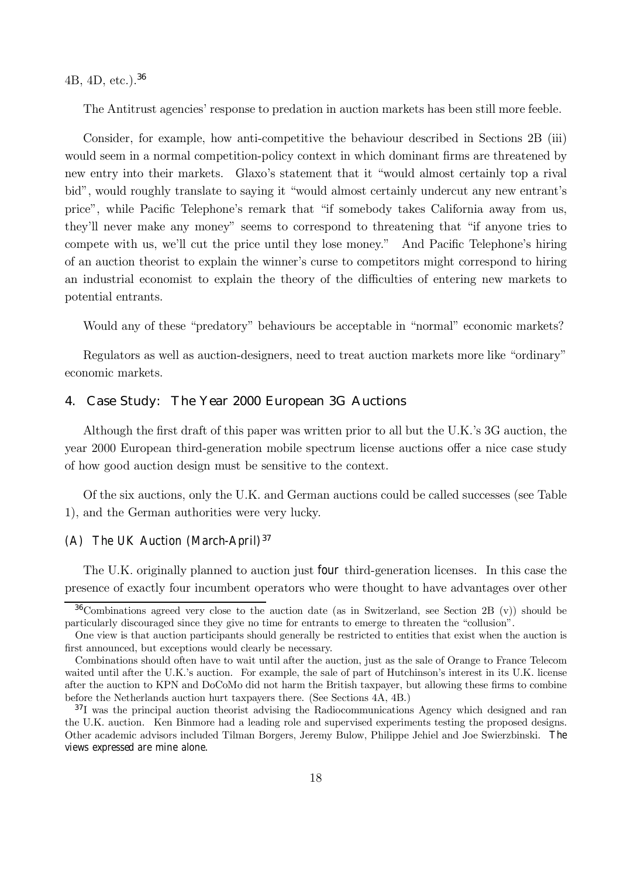4B, 4D, etc.).[36]

The Antitrust agencies' response to predation in auction markets has been still more feeble.

Consider, for example, how anti-competitive the behaviour described in Sections 2B (iii) would seem in a normal competition-policy context in which dominant firms are threatened by new entry into their markets. Glaxo's statement that it "would almost certainly top a rival bid", would roughly translate to saying it "would almost certainly undercut any new entrant's price", while Pacific Telephone's remark that "if somebody takes California away from us, they'll never make any money" seems to correspond to threatening that "if anyone tries to compete with us, we'll cut the price until they lose money." And Pacific Telephone's hiring of an auction theorist to explain the winner's curse to competitors might correspond to hiring an industrial economist to explain the theory of the difficulties of entering new markets to potential entrants.

Would any of these "predatory" behaviours be acceptable in "normal" economic markets?

Regulators as well as auction-designers, need to treat auction markets more like "ordinary" economic markets.

## 4. Case Study: The Year 2000 European 3G Auctions

Although the first draft of this paper was written prior to all but the U.K.'s 3G auction, the year 2000 European third-generation mobile spectrum license auctions offer a nice case study of how good auction design must be sensitive to the context.

Of the six auctions, only the U.K. and German auctions could be called successes (see Table 1), and the German authorities were very lucky.

### (A) The UK Auction (March-April)[37]

The U.K. originally planned to auction just *four* third-generation licenses. In this case the presence of exactly four incumbent operators who were thought to have advantages over other

---

[36] Combinations agreed very close to the auction date (as in Switzerland, see Section 2B (v)) should be particularly discouraged since they give no time for entrants to emerge to threaten the "collusion".

One view is that auction participants should generally be restricted to entities that exist when the auction is first announced, but exceptions would clearly be necessary.

Combinations should often have to wait until after the auction, just as the sale of Orange to France Telecom waited until after the U.K.'s auction. For example, the sale of part of Hutchinson's interest in its U.K. license after the auction to KPN and DoCoMo did not harm the British taxpayer, but allowing these firms to combine before the Netherlands auction hurt taxpayers there. (See Sections 4A, 4B.)

[37] I was the principal auction theorist advising the Radiocommunications Agency which designed and ran the U.K. auction. Ken Binmore had a leading role and supervised experiments testing the proposed designs. Other academic advisors included Tilman Borgers, Jeremy Bulow, Philippe Jehiel and Joe Swierzbinski. *The views expressed are mine alone.*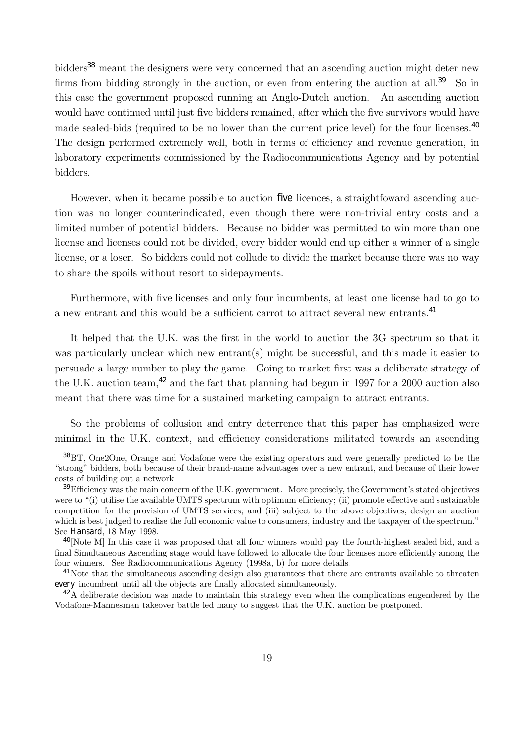bidders[38] meant the designers were very concerned that an ascending auction might deter new firms from bidding strongly in the auction, or even from entering the auction at all.[39] So in this case the government proposed running an Anglo-Dutch auction. An ascending auction would have continued until just five bidders remained, after which the five survivors would have made sealed-bids (required to be no lower than the current price level) for the four licenses.[40] The design performed extremely well, both in terms of efficiency and revenue generation, in laboratory experiments commissioned by the Radiocommunications Agency and by potential bidders.

However, when it became possible to auction *five* licences, a straightfoward ascending auction was no longer counterindicated, even though there were non-trivial entry costs and a limited number of potential bidders. Because no bidder was permitted to win more than one license and licenses could not be divided, every bidder would end up either a winner of a single license, or a loser. So bidders could not collude to divide the market because there was no way to share the spoils without resort to sidepayments.

Furthermore, with five licenses and only four incumbents, at least one license had to go to a new entrant and this would be a sufficient carrot to attract several new entrants.[41]

It helped that the U.K. was the first in the world to auction the 3G spectrum so that it was particularly unclear which new entrant(s) might be successful, and this made it easier to persuade a large number to play the game. Going to market first was a deliberate strategy of the U.K. auction team,[42] and the fact that planning had begun in 1997 for a 2000 auction also meant that there was time for a sustained marketing campaign to attract entrants.

So the problems of collusion and entry deterrence that this paper has emphasized were minimal in the U.K. context, and efficiency considerations militated towards an ascending

---

[38] BT, One2One, Orange and Vodafone were the existing operators and were generally predicted to be the "strong" bidders, both because of their brand-name advantages over a new entrant, and because of their lower costs of building out a network.

[39] Efficiency was the main concern of the U.K. government. More precisely, the Government's stated objectives were to "(i) utilise the available UMTS spectrum with optimum efficiency; (ii) promote effective and sustainable competition for the provision of UMTS services; and (iii) subject to the above objectives, design an auction which is best judged to realise the full economic value to consumers, industry and the taxpayer of the spectrum." See *Hansard*, 18 May 1998.

[40] [Note M] In this case it was proposed that all four winners would pay the fourth-highest sealed bid, and a final Simultaneous Ascending stage would have followed to allocate the four licenses more efficiently among the four winners. See Radiocommunications Agency (1998a, b) for more details.

[41] Note that the simultaneous ascending design also guarantees that there are entrants available to threaten *every* incumbent until all the objects are finally allocated simultaneously.

[42] A deliberate decision was made to maintain this strategy even when the complications engendered by the Vodafone-Mannesman takeover battle led many to suggest that the U.K. auction be postponed.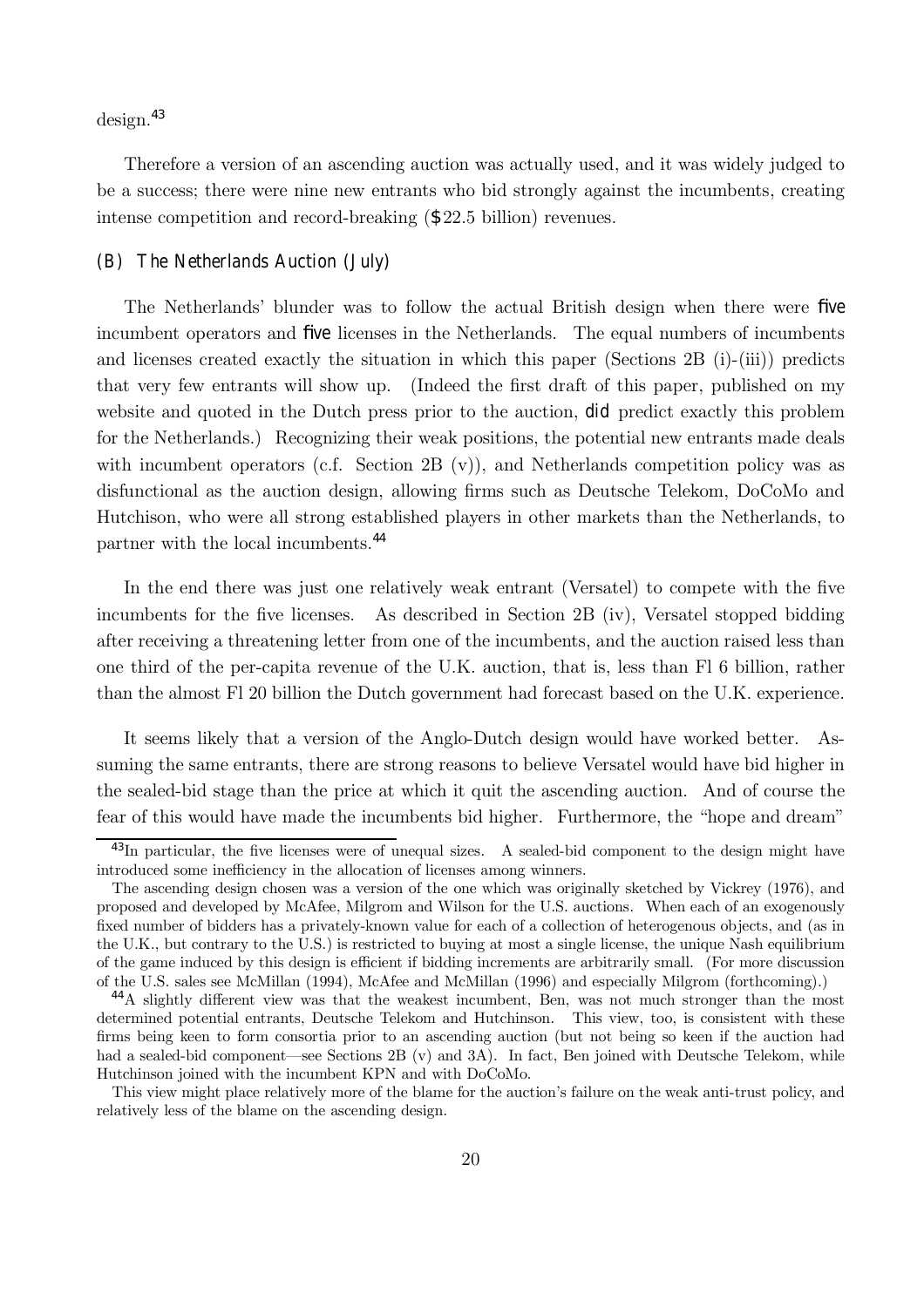design.[43]

Therefore a version of an ascending auction was actually used, and it was widely judged to be a success; there were nine new entrants who bid strongly against the incumbents, creating intense competition and record-breaking ($22.5 billion) revenues.

### (B) The Netherlands Auction (July)

The Netherlands' blunder was to follow the actual British design when there were *five* incumbent operators and *five* licenses in the Netherlands. The equal numbers of incumbents and licenses created exactly the situation in which this paper (Sections 2B (i)-(iii)) predicts that very few entrants will show up. (Indeed the first draft of this paper, published on my website and quoted in the Dutch press prior to the auction, *did* predict exactly this problem for the Netherlands.) Recognizing their weak positions, the potential new entrants made deals with incumbent operators (c.f. Section 2B (v)), and Netherlands competition policy was as disfunctional as the auction design, allowing firms such as Deutsche Telekom, DoCoMo and Hutchison, who were all strong established players in other markets than the Netherlands, to partner with the local incumbents.[44]

In the end there was just one relatively weak entrant (Versatel) to compete with the five incumbents for the five licenses. As described in Section 2B (iv), Versatel stopped bidding after receiving a threatening letter from one of the incumbents, and the auction raised less than one third of the per-capita revenue of the U.K. auction, that is, less than Fl 6 billion, rather than the almost Fl 20 billion the Dutch government had forecast based on the U.K. experience.

It seems likely that a version of the Anglo-Dutch design would have worked better. Assuming the same entrants, there are strong reasons to believe Versatel would have bid higher in the sealed-bid stage than the price at which it quit the ascending auction. And of course the fear of this would have made the incumbents bid higher. Furthermore, the "hope and dream"

---

[43] In particular, the five licenses were of unequal sizes. A sealed-bid component to the design might have introduced some inefficiency in the allocation of licenses among winners.

The ascending design chosen was a version of the one which was originally sketched by Vickrey (1976), and proposed and developed by McAfee, Milgrom and Wilson for the U.S. auctions. When each of an exogenously fixed number of bidders has a privately-known value for each of a collection of heterogenous objects, and (as in the U.K., but contrary to the U.S.) is restricted to buying at most a single license, the unique Nash equilibrium of the game induced by this design is efficient if bidding increments are arbitrarily small. (For more discussion of the U.S. sales see McMillan (1994), McAfee and McMillan (1996) and especially Milgrom (forthcoming).)

[44] A slightly different view was that the weakest incumbent, Ben, was not much stronger than the most determined potential entrants, Deutsche Telekom and Hutchinson. This view, too, is consistent with these firms being keen to form consortia prior to an ascending auction (but not being so keen if the auction had had a sealed-bid component—see Sections 2B (v) and 3A). In fact, Ben joined with Deutsche Telekom, while Hutchinson joined with the incumbent KPN and with DoCoMo.

This view might place relatively more of the blame for the auction's failure on the weak anti-trust policy, and relatively less of the blame on the ascending design.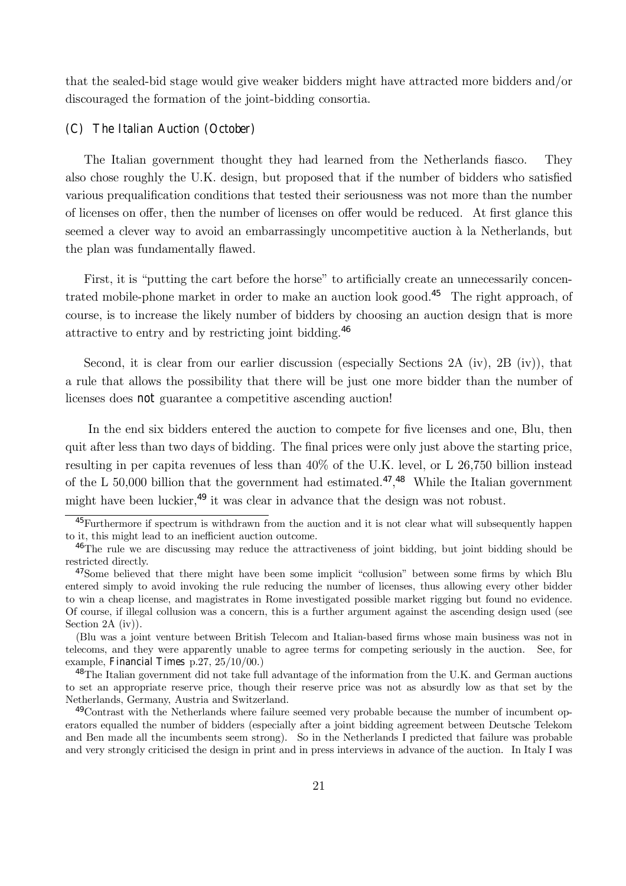that the sealed-bid stage would give weaker bidders might have attracted more bidders and/or discouraged the formation of the joint-bidding consortia.

### (C) The Italian Auction (October)

The Italian government thought they had learned from the Netherlands fiasco. They also chose roughly the U.K. design, but proposed that if the number of bidders who satisfied various prequalification conditions that tested their seriousness was not more than the number of licenses on offer, then the number of licenses on offer would be reduced. At first glance this seemed a clever way to avoid an embarrassingly uncompetitive auction à la Netherlands, but the plan was fundamentally flawed.

First, it is "putting the cart before the horse" to artificially create an unnecessarily concentrated mobile-phone market in order to make an auction look good.[45] The right approach, of course, is to increase the likely number of bidders by choosing an auction design that is more attractive to entry and by restricting joint bidding.[46]

Second, it is clear from our earlier discussion (especially Sections 2A (iv), 2B (iv)), that a rule that allows the possibility that there will be just one more bidder than the number of licenses does *not* guarantee a competitive ascending auction!

In the end six bidders entered the auction to compete for five licenses and one, Blu, then quit after less than two days of bidding. The final prices were only just above the starting price, resulting in per capita revenues of less than 40% of the U.K. level, or L 26,750 billion instead of the L 50,000 billion that the government had estimated.[47,48] While the Italian government might have been luckier,[49] it was clear in advance that the design was not robust.

[45] Furthermore if spectrum is withdrawn from the auction and it is not clear what will subsequently happen to it, this might lead to an inefficient auction outcome.

[46] The rule we are discussing may reduce the attractiveness of joint bidding, but joint bidding should be restricted directly.

[47] Some believed that there might have been some implicit "collusion" between some firms by which Blu entered simply to avoid invoking the rule reducing the number of licenses, thus allowing every other bidder to win a cheap license, and magistrates in Rome investigated possible market rigging but found no evidence. Of course, if illegal collusion was a concern, this is a further argument against the ascending design used (see Section 2A (iv)).

(Blu was a joint venture between British Telecom and Italian-based firms whose main business was not in telecoms, and they were apparently unable to agree terms for competing seriously in the auction. See, for example, *Financial Times* p.27, 25/10/00.)

[48] The Italian government did not take full advantage of the information from the U.K. and German auctions to set an appropriate reserve price, though their reserve price was not as absurdly low as that set by the Netherlands, Germany, Austria and Switzerland.

[49] Contrast with the Netherlands where failure seemed very probable because the number of incumbent operators equalled the number of bidders (especially after a joint bidding agreement between Deutsche Telekom and Ben made all the incumbents seem strong). So in the Netherlands I predicted that failure was probable and very strongly criticised the design in print and in press interviews in advance of the auction. In Italy I was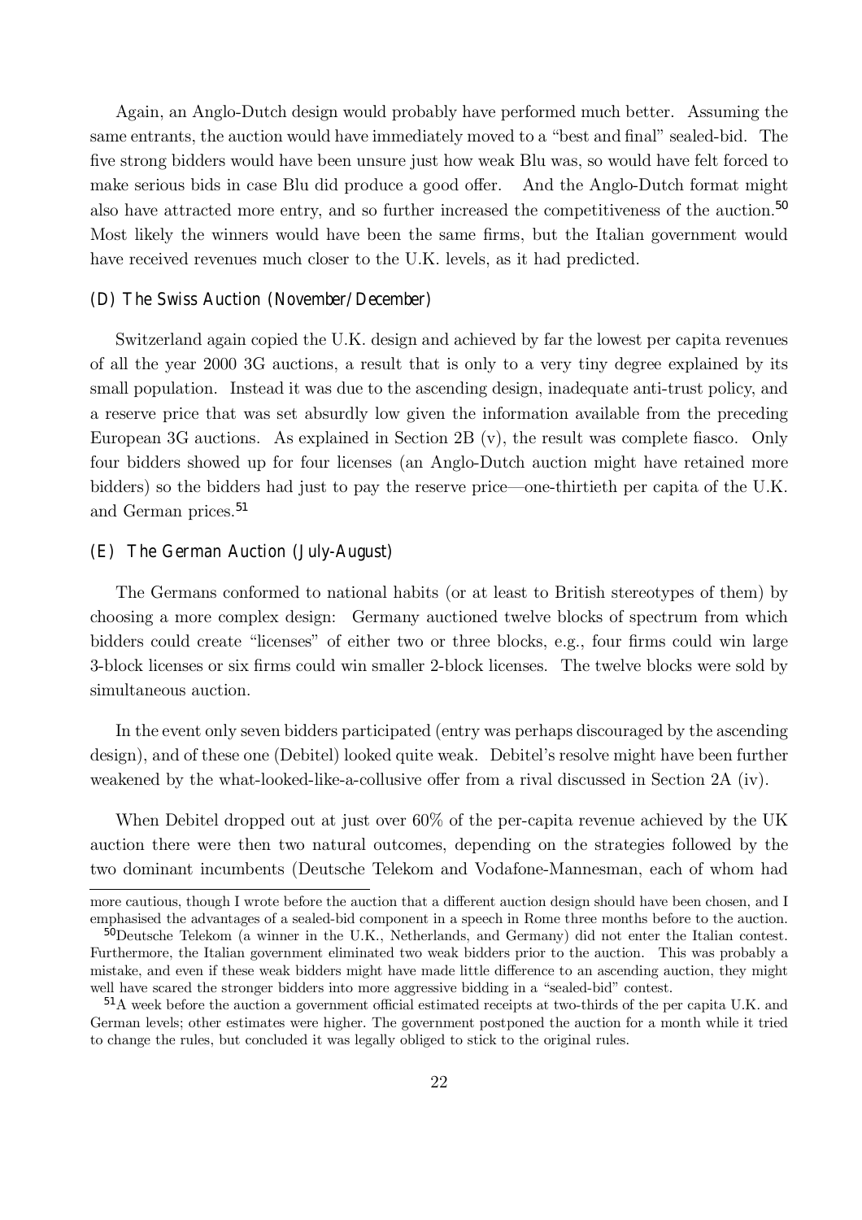Again, an Anglo-Dutch design would probably have performed much better. Assuming the same entrants, the auction would have immediately moved to a "best and final" sealed-bid. The five strong bidders would have been unsure just how weak Blu was, so would have felt forced to make serious bids in case Blu did produce a good offer. And the Anglo-Dutch format might also have attracted more entry, and so further increased the competitiveness of the auction.[50] Most likely the winners would have been the same firms, but the Italian government would have received revenues much closer to the U.K. levels, as it had predicted.

### (D) The Swiss Auction (November/December)

Switzerland again copied the U.K. design and achieved by far the lowest per capita revenues of all the year 2000 3G auctions, a result that is only to a very tiny degree explained by its small population. Instead it was due to the ascending design, inadequate anti-trust policy, and a reserve price that was set absurdly low given the information available from the preceding European 3G auctions. As explained in Section 2B (v), the result was complete fiasco. Only four bidders showed up for four licenses (an Anglo-Dutch auction might have retained more bidders) so the bidders had just to pay the reserve price—one-thirtieth per capita of the U.K. and German prices.[51]

### (E) The German Auction (July-August)

The Germans conformed to national habits (or at least to British stereotypes of them) by choosing a more complex design: Germany auctioned twelve blocks of spectrum from which bidders could create "licenses" of either two or three blocks, e.g., four firms could win large 3-block licenses or six firms could win smaller 2-block licenses. The twelve blocks were sold by simultaneous auction.

In the event only seven bidders participated (entry was perhaps discouraged by the ascending design), and of these one (Debitel) looked quite weak. Debitel's resolve might have been further weakened by the what-looked-like-a-collusive offer from a rival discussed in Section 2A (iv).

When Debitel dropped out at just over 60% of the per-capita revenue achieved by the UK auction there were then two natural outcomes, depending on the strategies followed by the two dominant incumbents (Deutsche Telekom and Vodafone-Mannesman, each of whom had

more cautious, though I wrote before the auction that a different auction design should have been chosen, and I emphasised the advantages of a sealed-bid component in a speech in Rome three months before to the auction.

[50] Deutsche Telekom (a winner in the U.K., Netherlands, and Germany) did not enter the Italian contest. Furthermore, the Italian government eliminated two weak bidders prior to the auction. This was probably a mistake, and even if these weak bidders might have made little difference to an ascending auction, they might well have scared the stronger bidders into more aggressive bidding in a "sealed-bid" contest.

[51] A week before the auction a government official estimated receipts at two-thirds of the per capita U.K. and German levels; other estimates were higher. The government postponed the auction for a month while it tried to change the rules, but concluded it was legally obliged to stick to the original rules.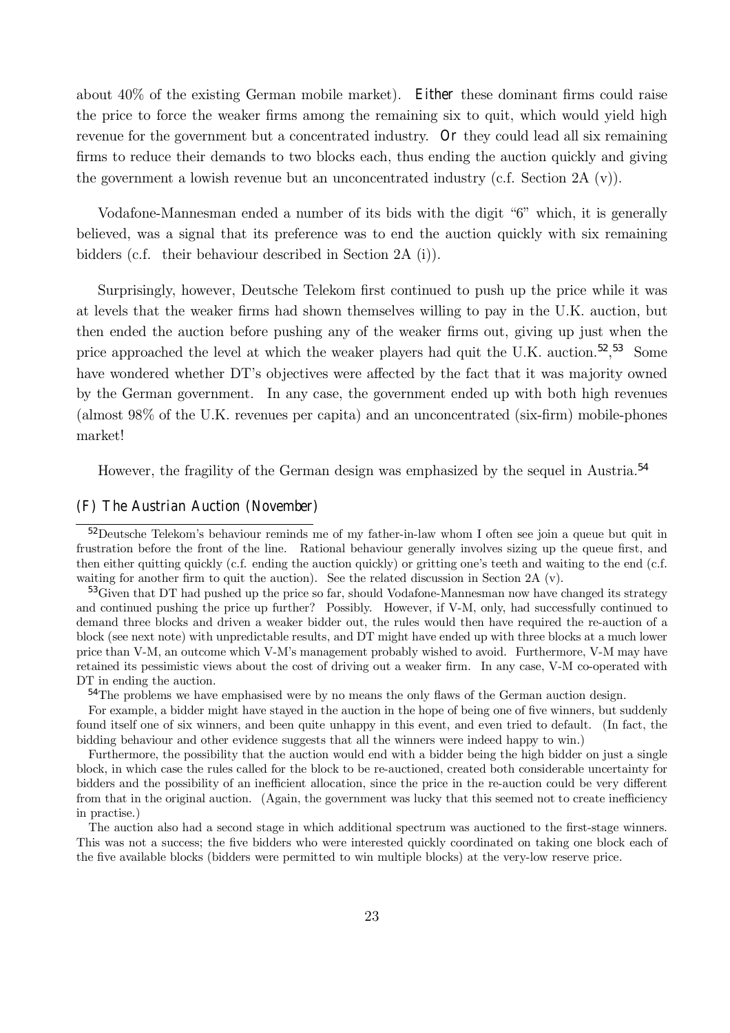about 40% of the existing German mobile market). **Either** these dominant firms could raise the price to force the weaker firms among the remaining six to quit, which would yield high revenue for the government but a concentrated industry. **Or** they could lead all six remaining firms to reduce their demands to two blocks each, thus ending the auction quickly and giving the government a lowish revenue but an unconcentrated industry (c.f. Section 2A (v)).

Vodafone-Mannesman ended a number of its bids with the digit "6" which, it is generally believed, was a signal that its preference was to end the auction quickly with six remaining bidders (c.f. their behaviour described in Section 2A (i)).

Surprisingly, however, Deutsche Telekom first continued to push up the price while it was at levels that the weaker firms had shown themselves willing to pay in the U.K. auction, but then ended the auction before pushing any of the weaker firms out, giving up just when the price approached the level at which the weaker players had quit the U.K. auction.[52],[53] Some have wondered whether DT's objectives were affected by the fact that it was majority owned by the German government. In any case, the government ended up with both high revenues (almost 98% of the U.K. revenues per capita) and an unconcentrated (six-firm) mobile-phones market!

However, the fragility of the German design was emphasized by the sequel in Austria.[54]

### (F) The Austrian Auction (November)

[52]Deutsche Telekom's behaviour reminds me of my father-in-law whom I often see join a queue but quit in frustration before the front of the line. Rational behaviour generally involves sizing up the queue first, and then either quitting quickly (c.f. ending the auction quickly) or gritting one's teeth and waiting to the end (c.f. waiting for another firm to quit the auction). See the related discussion in Section 2A (v).

[53]Given that DT had pushed up the price so far, should Vodafone-Mannesman now have changed its strategy and continued pushing the price up further? Possibly. However, if V-M, only, had successfully continued to demand three blocks and driven a weaker bidder out, the rules would then have required the re-auction of a block (see next note) with unpredictable results, and DT might have ended up with three blocks at a much lower price than V-M, an outcome which V-M's management probably wished to avoid. Furthermore, V-M may have retained its pessimistic views about the cost of driving out a weaker firm. In any case, V-M co-operated with DT in ending the auction.

[54]The problems we have emphasised were by no means the only flaws of the German auction design.

For example, a bidder might have stayed in the auction in the hope of being one of five winners, but suddenly found itself one of six winners, and been quite unhappy in this event, and even tried to default. (In fact, the bidding behaviour and other evidence suggests that all the winners were indeed happy to win.)

Furthermore, the possibility that the auction would end with a bidder being the high bidder on just a single block, in which case the rules called for the block to be re-auctioned, created both considerable uncertainty for bidders and the possibility of an inefficient allocation, since the price in the re-auction could be very different from that in the original auction. (Again, the government was lucky that this seemed not to create inefficiency in practise.)

The auction also had a second stage in which additional spectrum was auctioned to the first-stage winners. This was not a success; the five bidders who were interested quickly coordinated on taking one block each of the five available blocks (bidders were permitted to win multiple blocks) at the very-low reserve price.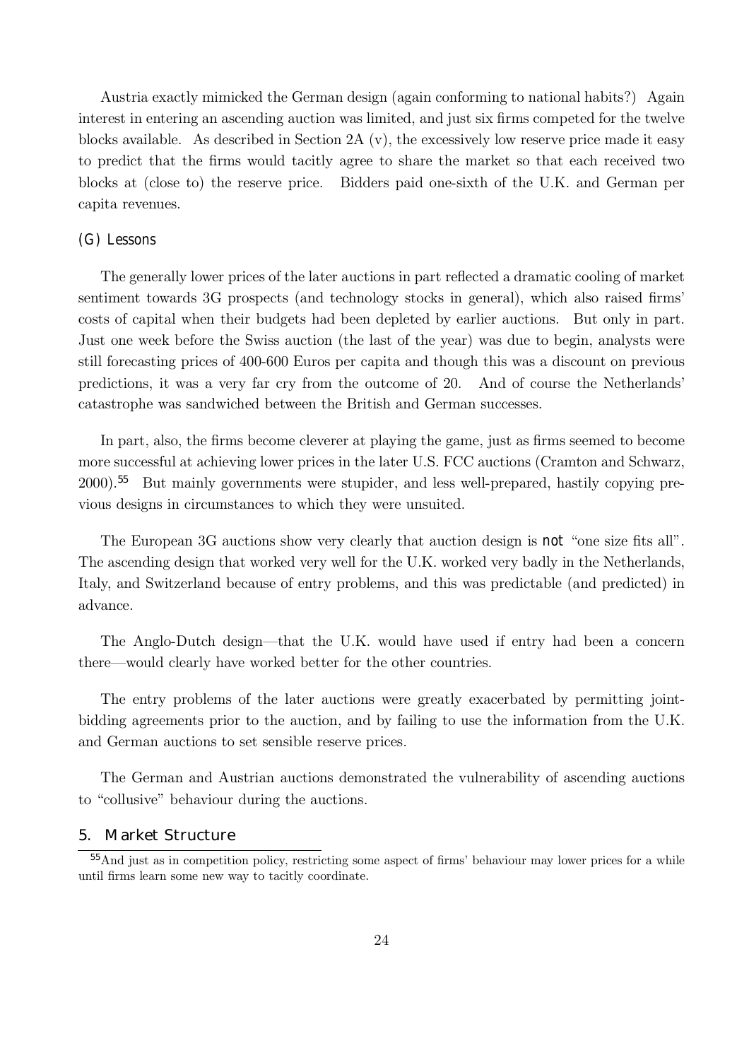Austria exactly mimicked the German design (again conforming to national habits?) Again interest in entering an ascending auction was limited, and just six firms competed for the twelve blocks available. As described in Section 2A (v), the excessively low reserve price made it easy to predict that the firms would tacitly agree to share the market so that each received two blocks at (close to) the reserve price. Bidders paid one-sixth of the U.K. and German per capita revenues.

### (G) Lessons

The generally lower prices of the later auctions in part reflected a dramatic cooling of market sentiment towards 3G prospects (and technology stocks in general), which also raised firms' costs of capital when their budgets had been depleted by earlier auctions. But only in part. Just one week before the Swiss auction (the last of the year) was due to begin, analysts were still forecasting prices of 400-600 Euros per capita and though this was a discount on previous predictions, it was a very far cry from the outcome of 20. And of course the Netherlands' catastrophe was sandwiched between the British and German successes.

In part, also, the firms become cleverer at playing the game, just as firms seemed to become more successful at achieving lower prices in the later U.S. FCC auctions (Cramton and Schwarz, 2000).[55] But mainly governments were stupider, and less well-prepared, hastily copying previous designs in circumstances to which they were unsuited.

The European 3G auctions show very clearly that auction design is **not** "one size fits all". The ascending design that worked very well for the U.K. worked very badly in the Netherlands, Italy, and Switzerland because of entry problems, and this was predictable (and predicted) in advance.

The Anglo-Dutch design—that the U.K. would have used if entry had been a concern there—would clearly have worked better for the other countries.

The entry problems of the later auctions were greatly exacerbated by permitting joint-bidding agreements prior to the auction, and by failing to use the information from the U.K. and German auctions to set sensible reserve prices.

The German and Austrian auctions demonstrated the vulnerability of ascending auctions to "collusive" behaviour during the auctions.

## 5. Market Structure

[55] And just as in competition policy, restricting some aspect of firms' behaviour may lower prices for a while until firms learn some new way to tacitly coordinate.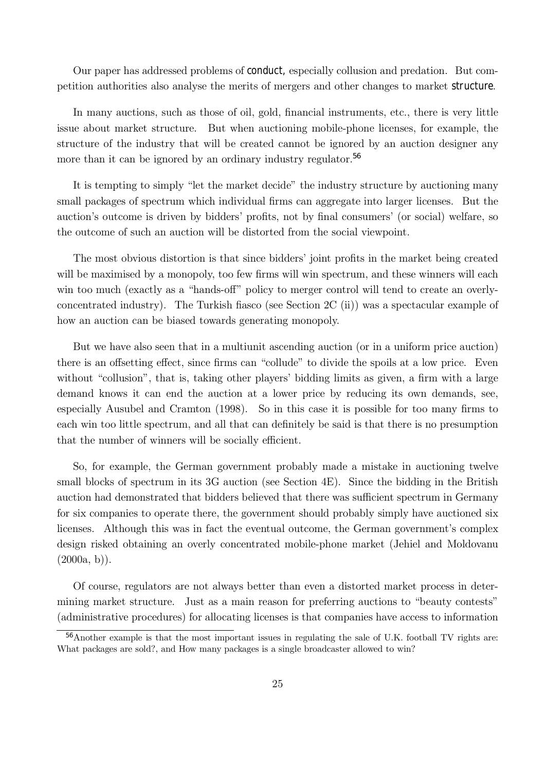Our paper has addressed problems of **conduct**, especially collusion and predation. But competition authorities also analyse the merits of mergers and other changes to market **structure**.

In many auctions, such as those of oil, gold, financial instruments, etc., there is very little issue about market structure. But when auctioning mobile-phone licenses, for example, the structure of the industry that will be created cannot be ignored by an auction designer any more than it can be ignored by an ordinary industry regulator.[56]

It is tempting to simply "let the market decide" the industry structure by auctioning many small packages of spectrum which individual firms can aggregate into larger licenses. But the auction's outcome is driven by bidders' profits, not by final consumers' (or social) welfare, so the outcome of such an auction will be distorted from the social viewpoint.

The most obvious distortion is that since bidders' joint profits in the market being created will be maximised by a monopoly, too few firms will win spectrum, and these winners will each win too much (exactly as a "hands-off" policy to merger control will tend to create an overly-concentrated industry). The Turkish fiasco (see Section 2C (ii)) was a spectacular example of how an auction can be biased towards generating monopoly.

But we have also seen that in a multiunit ascending auction (or in a uniform price auction) there is an offsetting effect, since firms can "collude" to divide the spoils at a low price. Even without "collusion", that is, taking other players' bidding limits as given, a firm with a large demand knows it can end the auction at a lower price by reducing its own demands, see, especially Ausubel and Cramton (1998). So in this case it is possible for too many firms to each win too little spectrum, and all that can definitely be said is that there is no presumption that the number of winners will be socially efficient.

So, for example, the German government probably made a mistake in auctioning twelve small blocks of spectrum in its 3G auction (see Section 4E). Since the bidding in the British auction had demonstrated that bidders believed that there was sufficient spectrum in Germany for six companies to operate there, the government should probably simply have auctioned six licenses. Although this was in fact the eventual outcome, the German government's complex design risked obtaining an overly concentrated mobile-phone market (Jehiel and Moldovanu (2000a, b)).

Of course, regulators are not always better than even a distorted market process in determining market structure. Just as a main reason for preferring auctions to "beauty contests" (administrative procedures) for allocating licenses is that companies have access to information

[56] Another example is that the most important issues in regulating the sale of U.K. football TV rights are: What packages are sold?, and How many packages is a single broadcaster allowed to win?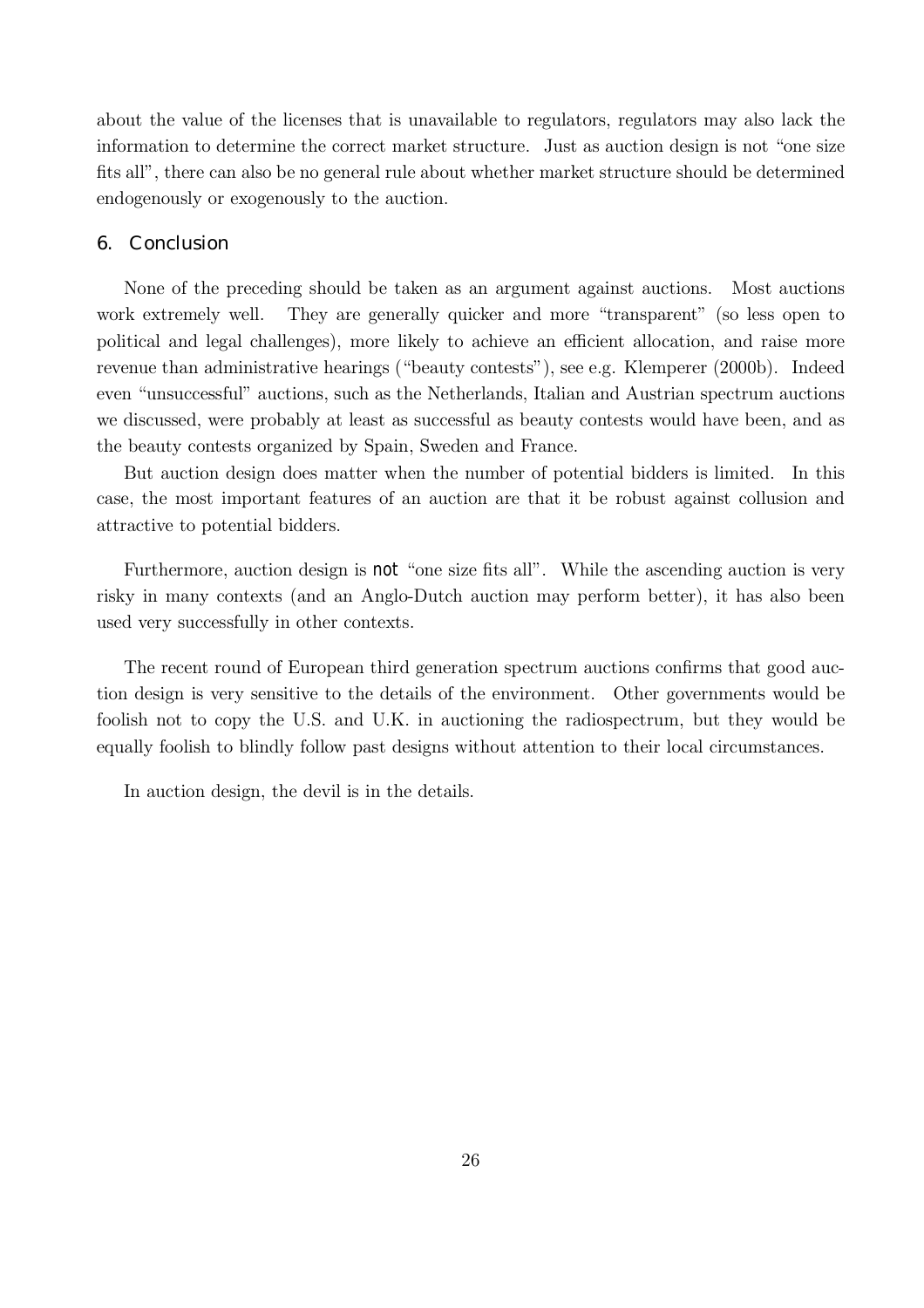about the value of the licenses that is unavailable to regulators, regulators may also lack the information to determine the correct market structure. Just as auction design is not "one size fits all", there can also be no general rule about whether market structure should be determined endogenously or exogenously to the auction.

## 6. Conclusion

None of the preceding should be taken as an argument against auctions. Most auctions work extremely well. They are generally quicker and more "transparent" (so less open to political and legal challenges), more likely to achieve an efficient allocation, and raise more revenue than administrative hearings ("beauty contests"), see e.g. Klemperer (2000b). Indeed even "unsuccessful" auctions, such as the Netherlands, Italian and Austrian spectrum auctions we discussed, were probably at least as successful as beauty contests would have been, and as the beauty contests organized by Spain, Sweden and France.

But auction design does matter when the number of potential bidders is limited. In this case, the most important features of an auction are that it be robust against collusion and attractive to potential bidders.

Furthermore, auction design is **not** "one size fits all". While the ascending auction is very risky in many contexts (and an Anglo-Dutch auction may perform better), it has also been used very successfully in other contexts.

The recent round of European third generation spectrum auctions confirms that good auction design is very sensitive to the details of the environment. Other governments would be foolish not to copy the U.S. and U.K. in auctioning the radiospectrum, but they would be equally foolish to blindly follow past designs without attention to their local circumstances.

In auction design, the devil is in the details.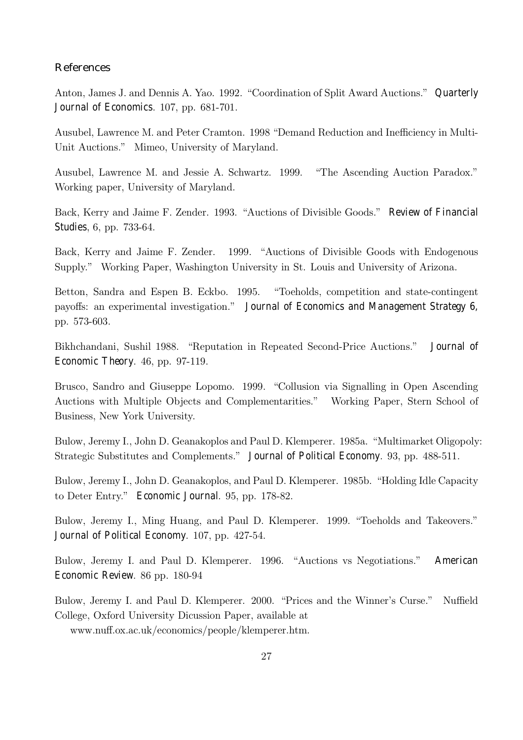## References

Anton, James J. and Dennis A. Yao. 1992. "Coordination of Split Award Auctions." *Quarterly Journal of Economics*. 107, pp. 681-701.

Ausubel, Lawrence M. and Peter Cramton. 1998 "Demand Reduction and Inefficiency in Multi-Unit Auctions." Mimeo, University of Maryland.

Ausubel, Lawrence M. and Jessie A. Schwartz. 1999. "The Ascending Auction Paradox." Working paper, University of Maryland.

Back, Kerry and Jaime F. Zender. 1993. "Auctions of Divisible Goods." *Review of Financial Studies*, 6, pp. 733-64.

Back, Kerry and Jaime F. Zender. 1999. "Auctions of Divisible Goods with Endogenous Supply." Working Paper, Washington University in St. Louis and University of Arizona.

Betton, Sandra and Espen B. Eckbo. 1995. "Toeholds, competition and state-contingent payoffs: an experimental investigation." *Journal of Economics and Management Strategy 6*, pp. 573-603.

Bikhchandani, Sushil 1988. "Reputation in Repeated Second-Price Auctions." *Journal of Economic Theory*. 46, pp. 97-119.

Brusco, Sandro and Giuseppe Lopomo. 1999. "Collusion via Signalling in Open Ascending Auctions with Multiple Objects and Complementarities." Working Paper, Stern School of Business, New York University.

Bulow, Jeremy I., John D. Geanakoplos and Paul D. Klemperer. 1985a. "Multimarket Oligopoly: Strategic Substitutes and Complements." *Journal of Political Economy*. 93, pp. 488-511.

Bulow, Jeremy I., John D. Geanakoplos, and Paul D. Klemperer. 1985b. "Holding Idle Capacity to Deter Entry." *Economic Journal*. 95, pp. 178-82.

Bulow, Jeremy I., Ming Huang, and Paul D. Klemperer. 1999. "Toeholds and Takeovers." *Journal of Political Economy*. 107, pp. 427-54.

Bulow, Jeremy I. and Paul D. Klemperer. 1996. "Auctions vs Negotiations." *American Economic Review*. 86 pp. 180-94

Bulow, Jeremy I. and Paul D. Klemperer. 2000. "Prices and the Winner's Curse." Nuffield College, Oxford University Dicussion Paper, available at
www.nuff.ox.ac.uk/economics/people/klemperer.htm.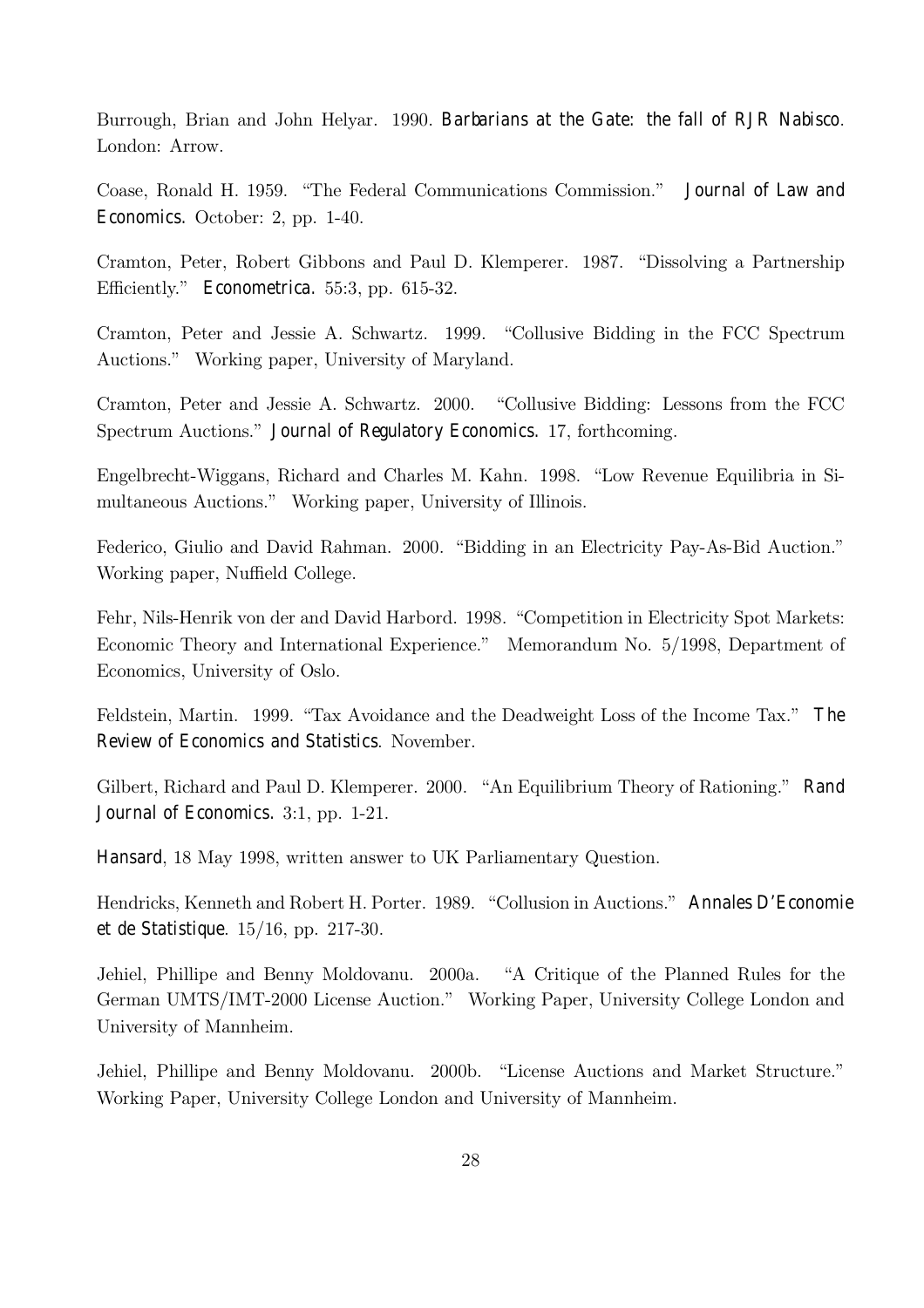Burrough, Brian and John Helyar. 1990. *Barbarians at the Gate: the fall of RJR Nabisco*. London: Arrow.

Coase, Ronald H. 1959. "The Federal Communications Commission." *Journal of Law and Economics.* October: 2, pp. 1-40.

Cramton, Peter, Robert Gibbons and Paul D. Klemperer. 1987. "Dissolving a Partnership Efficiently." *Econometrica.* 55:3, pp. 615-32.

Cramton, Peter and Jessie A. Schwartz. 1999. "Collusive Bidding in the FCC Spectrum Auctions." Working paper, University of Maryland.

Cramton, Peter and Jessie A. Schwartz. 2000. "Collusive Bidding: Lessons from the FCC Spectrum Auctions." *Journal of Regulatory Economics.* 17, forthcoming.

Engelbrecht-Wiggans, Richard and Charles M. Kahn. 1998. "Low Revenue Equilibria in Simultaneous Auctions." Working paper, University of Illinois.

Federico, Giulio and David Rahman. 2000. "Bidding in an Electricity Pay-As-Bid Auction." Working paper, Nuffield College.

Fehr, Nils-Henrik von der and David Harbord. 1998. "Competition in Electricity Spot Markets: Economic Theory and International Experience." Memorandum No. 5/1998, Department of Economics, University of Oslo.

Feldstein, Martin. 1999. "Tax Avoidance and the Deadweight Loss of the Income Tax." *The Review of Economics and Statistics*. November.

Gilbert, Richard and Paul D. Klemperer. 2000. "An Equilibrium Theory of Rationing." *Rand Journal of Economics.* 3:1, pp. 1-21.

*Hansard*, 18 May 1998, written answer to UK Parliamentary Question.

Hendricks, Kenneth and Robert H. Porter. 1989. "Collusion in Auctions." *Annales D'Economie et de Statistique*. 15/16, pp. 217-30.

Jehiel, Phillipe and Benny Moldovanu. 2000a. "A Critique of the Planned Rules for the German UMTS/IMT-2000 License Auction." Working Paper, University College London and University of Mannheim.

Jehiel, Phillipe and Benny Moldovanu. 2000b. "License Auctions and Market Structure." Working Paper, University College London and University of Mannheim.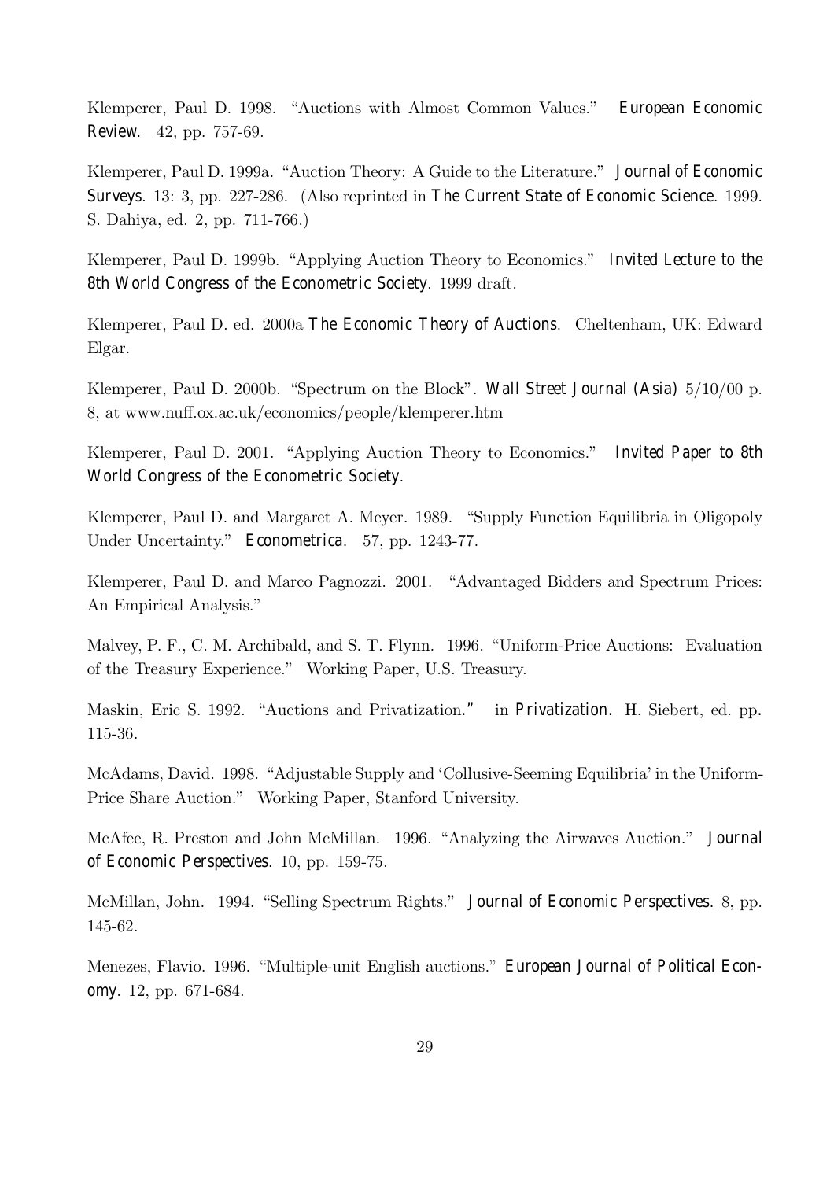Klemperer, Paul D. 1998. "Auctions with Almost Common Values." *European Economic Review.* 42, pp. 757-69.

Klemperer, Paul D. 1999a. "Auction Theory: A Guide to the Literature." *Journal of Economic Surveys*. 13: 3, pp. 227-286. (Also reprinted in *The Current State of Economic Science*. 1999. S. Dahiya, ed. 2, pp. 711-766.)

Klemperer, Paul D. 1999b. "Applying Auction Theory to Economics." *Invited Lecture to the 8th World Congress of the Econometric Society*. 1999 draft.

Klemperer, Paul D. ed. 2000a *The Economic Theory of Auctions*. Cheltenham, UK: Edward Elgar.

Klemperer, Paul D. 2000b. "Spectrum on the Block". *Wall Street Journal (Asia)* 5/10/00 p. 8, at www.nuff.ox.ac.uk/economics/people/klemperer.htm

Klemperer, Paul D. 2001. "Applying Auction Theory to Economics." *Invited Paper to 8th World Congress of the Econometric Society*.

Klemperer, Paul D. and Margaret A. Meyer. 1989. "Supply Function Equilibria in Oligopoly Under Uncertainty." *Econometrica.* 57, pp. 1243-77.

Klemperer, Paul D. and Marco Pagnozzi. 2001. "Advantaged Bidders and Spectrum Prices: An Empirical Analysis."

Malvey, P. F., C. M. Archibald, and S. T. Flynn. 1996. "Uniform-Price Auctions: Evaluation of the Treasury Experience." Working Paper, U.S. Treasury.

Maskin, Eric S. 1992. "Auctions and Privatization." in *Privatization.* H. Siebert, ed. pp. 115-36.

McAdams, David. 1998. "Adjustable Supply and 'Collusive-Seeming Equilibria' in the Uniform-Price Share Auction." Working Paper, Stanford University.

McAfee, R. Preston and John McMillan. 1996. "Analyzing the Airwaves Auction." *Journal of Economic Perspectives*. 10, pp. 159-75.

McMillan, John. 1994. "Selling Spectrum Rights." *Journal of Economic Perspectives.* 8, pp. 145-62.

Menezes, Flavio. 1996. "Multiple-unit English auctions." *European Journal of Political Economy*. 12, pp. 671-684.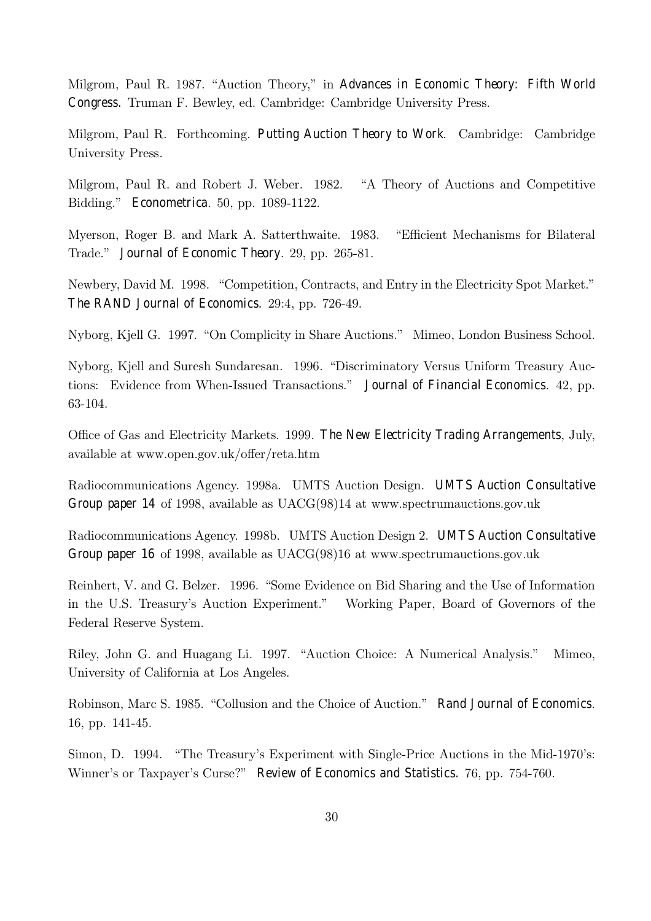Milgrom, Paul R. 1987. "Auction Theory," in *Advances in Economic Theory: Fifth World Congress.* Truman F. Bewley, ed. Cambridge: Cambridge University Press.

Milgrom, Paul R. Forthcoming. *Putting Auction Theory to Work*. Cambridge: Cambridge University Press.

Milgrom, Paul R. and Robert J. Weber. 1982. "A Theory of Auctions and Competitive Bidding." *Econometrica*. 50, pp. 1089-1122.

Myerson, Roger B. and Mark A. Satterthwaite. 1983. "Efficient Mechanisms for Bilateral Trade." *Journal of Economic Theory*. 29, pp. 265-81.

Newbery, David M. 1998. "Competition, Contracts, and Entry in the Electricity Spot Market." *The RAND Journal of Economics.* 29:4, pp. 726-49.

Nyborg, Kjell G. 1997. "On Complicity in Share Auctions." Mimeo, London Business School.

Nyborg, Kjell and Suresh Sundaresan. 1996. "Discriminatory Versus Uniform Treasury Auctions: Evidence from When-Issued Transactions." *Journal of Financial Economics*. 42, pp. 63-104.

Office of Gas and Electricity Markets. 1999. *The New Electricity Trading Arrangements*, July, available at www.open.gov.uk/offer/reta.htm

Radiocommunications Agency. 1998a. UMTS Auction Design. *UMTS Auction Consultative Group paper 14* of 1998, available as UACG(98)14 at www.spectrumauctions.gov.uk

Radiocommunications Agency. 1998b. UMTS Auction Design 2. *UMTS Auction Consultative Group paper 16* of 1998, available as UACG(98)16 at www.spectrumauctions.gov.uk

Reinhert, V. and G. Belzer. 1996. "Some Evidence on Bid Sharing and the Use of Information in the U.S. Treasury's Auction Experiment." Working Paper, Board of Governors of the Federal Reserve System.

Riley, John G. and Huagang Li. 1997. "Auction Choice: A Numerical Analysis." Mimeo, University of California at Los Angeles.

Robinson, Marc S. 1985. "Collusion and the Choice of Auction." *Rand Journal of Economics*. 16, pp. 141-45.

Simon, D. 1994. "The Treasury's Experiment with Single-Price Auctions in the Mid-1970's: Winner's or Taxpayer's Curse?" *Review of Economics and Statistics.* 76, pp. 754-760.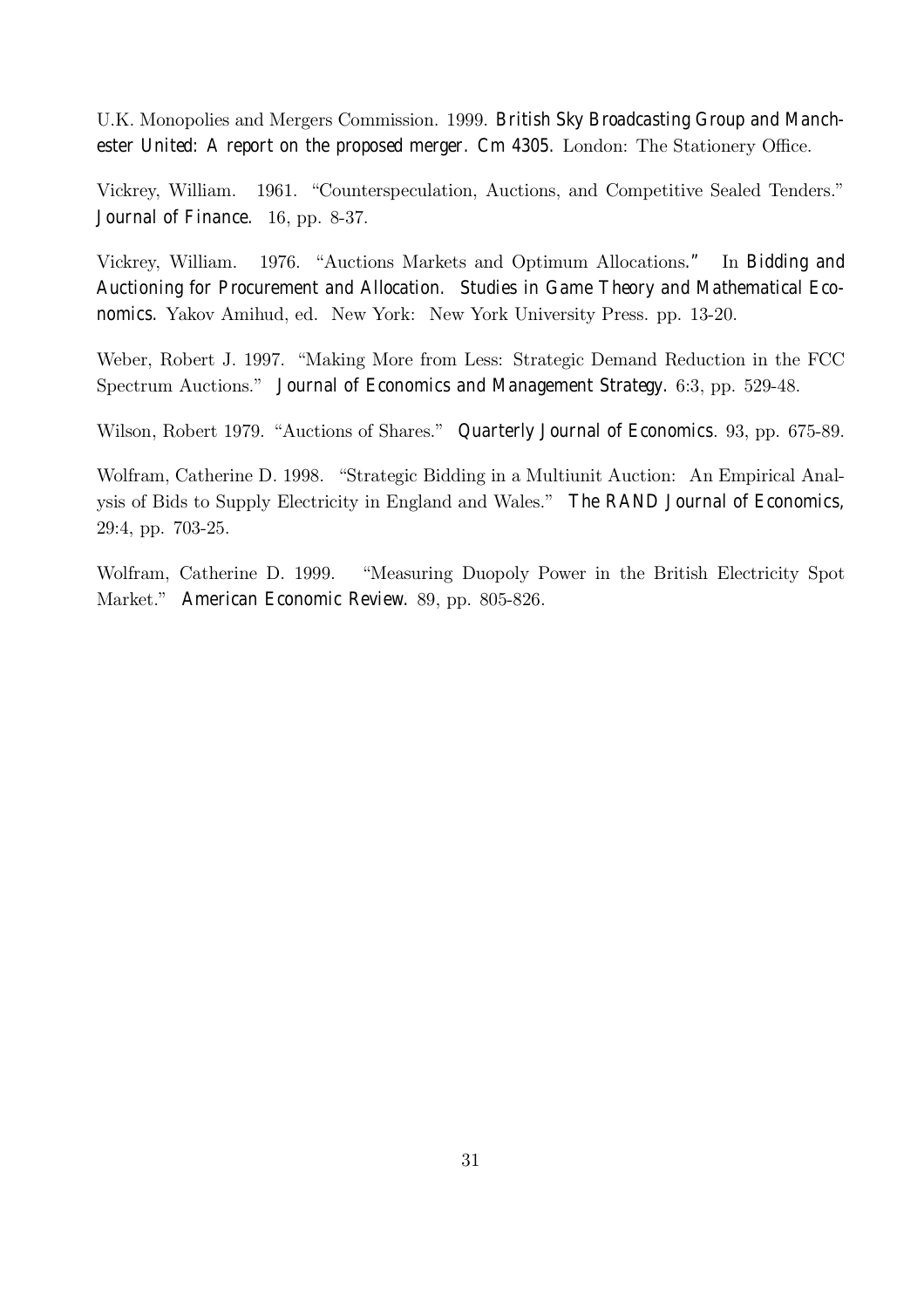U.K. Monopolies and Mergers Commission. 1999. *British Sky Broadcasting Group and Manchester United: A report on the proposed merger. Cm 4305.* London: The Stationery Office.

Vickrey, William. 1961. "Counterspeculation, Auctions, and Competitive Sealed Tenders." *Journal of Finance*. 16, pp. 8-37.

Vickrey, William. 1976. "Auctions Markets and Optimum Allocations." In *Bidding and Auctioning for Procurement and Allocation. Studies in Game Theory and Mathematical Economics.* Yakov Amihud, ed. New York: New York University Press. pp. 13-20.

Weber, Robert J. 1997. "Making More from Less: Strategic Demand Reduction in the FCC Spectrum Auctions." *Journal of Economics and Management Strategy.* 6:3, pp. 529-48.

Wilson, Robert 1979. "Auctions of Shares." *Quarterly Journal of Economics*. 93, pp. 675-89.

Wolfram, Catherine D. 1998. "Strategic Bidding in a Multiunit Auction: An Empirical Analysis of Bids to Supply Electricity in England and Wales." *The RAND Journal of Economics*, 29:4, pp. 703-25.

Wolfram, Catherine D. 1999. "Measuring Duopoly Power in the British Electricity Spot Market." *American Economic Review.* 89, pp. 805-826.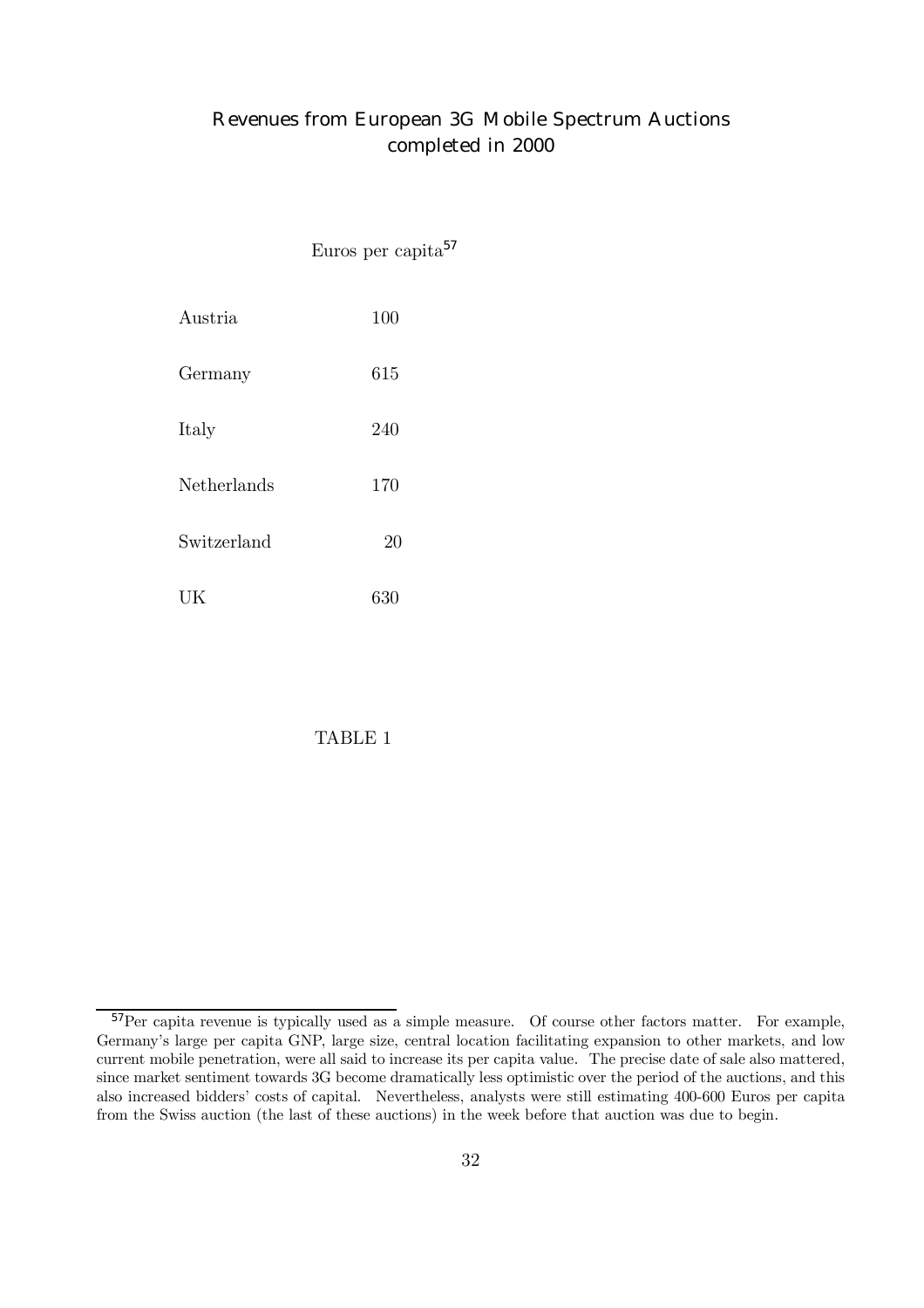# Revenues from European 3G Mobile Spectrum Auctions completed in 2000

| | Euros per capita[57] |
|---|---|
| Austria | 100 |
| Germany | 615 |
| Italy | 240 |
| Netherlands | 170 |
| Switzerland | 20 |
| UK | 630 |

TABLE 1

[57]Per capita revenue is typically used as a simple measure. Of course other factors matter. For example, Germany's large per capita GNP, large size, central location facilitating expansion to other markets, and low current mobile penetration, were all said to increase its per capita value. The precise date of sale also mattered, since market sentiment towards 3G become dramatically less optimistic over the period of the auctions, and this also increased bidders' costs of capital. Nevertheless, analysts were still estimating 400-600 Euros per capita from the Swiss auction (the last of these auctions) in the week before that auction was due to begin.